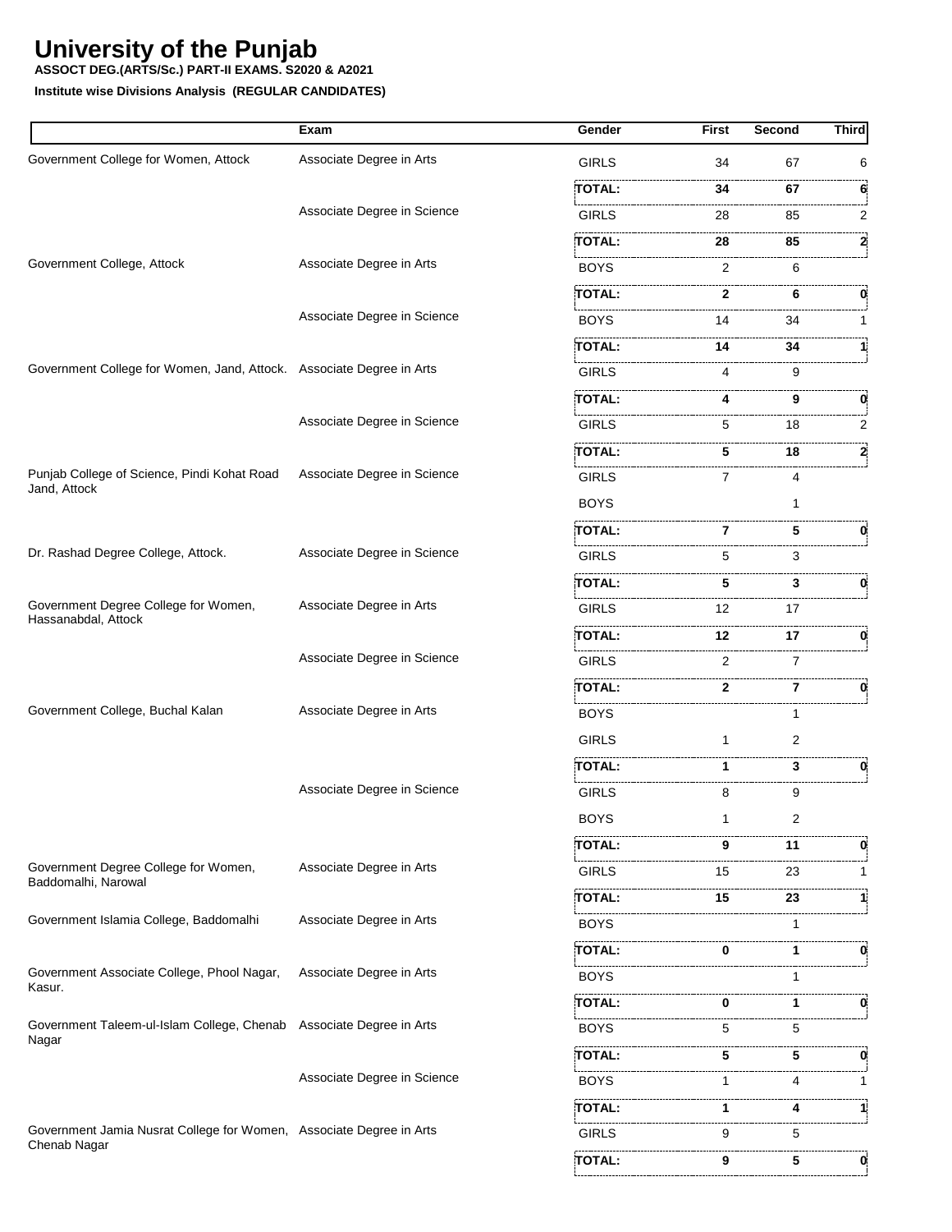# University of the Punjab

**ASSOCT DEG.(ARTS/Sc.) PART-II EXAMS. S2020 & A2021**

**Institute wise Divisions Analysis (REGULAR CANDIDATES)**

| | Exam | Gender | First | Second | Third |
|---|---|---|---|---|---|
| Government College for Women, Attock | Associate Degree in Arts | GIRLS | 34 | 67 | 6 |
| | | **TOTAL:** | **34** | **67** | **6** |
| | Associate Degree in Science | GIRLS | 28 | 85 | 2 |
| | | **TOTAL:** | **28** | **85** | **2** |
| Government College, Attock | Associate Degree in Arts | BOYS | 2 | 6 | |
| | | **TOTAL:** | **2** | **6** | **0** |
| | Associate Degree in Science | BOYS | 14 | 34 | 1 |
| | | **TOTAL:** | **14** | **34** | **1** |
| Government College for Women, Jand, Attock. | Associate Degree in Arts | GIRLS | 4 | 9 | |
| | | **TOTAL:** | **4** | **9** | **0** |
| | Associate Degree in Science | GIRLS | 5 | 18 | 2 |
| | | **TOTAL:** | **5** | **18** | **2** |
| Punjab College of Science, Pindi Kohat Road Jand, Attock | Associate Degree in Science | GIRLS | 7 | 4 | |
| | | BOYS | | 1 | |
| | | **TOTAL:** | **7** | **5** | **0** |
| Dr. Rashad Degree College, Attock. | Associate Degree in Science | GIRLS | 5 | 3 | |
| | | **TOTAL:** | **5** | **3** | **0** |
| Government Degree College for Women, Hassanabdal, Attock | Associate Degree in Arts | GIRLS | 12 | 17 | |
| | | **TOTAL:** | **12** | **17** | **0** |
| | Associate Degree in Science | GIRLS | 2 | 7 | |
| | | **TOTAL:** | **2** | **7** | **0** |
| Government College, Buchal Kalan | Associate Degree in Arts | BOYS | | 1 | |
| | | GIRLS | 1 | 2 | |
| | | **TOTAL:** | **1** | **3** | **0** |
| | Associate Degree in Science | GIRLS | 8 | 9 | |
| | | BOYS | 1 | 2 | |
| | | **TOTAL:** | **9** | **11** | **0** |
| Government Degree College for Women, Baddomalhi, Narowal | Associate Degree in Arts | GIRLS | 15 | 23 | 1 |
| | | **TOTAL:** | **15** | **23** | **1** |
| Government Islamia College, Baddomalhi | Associate Degree in Arts | BOYS | | 1 | |
| | | **TOTAL:** | **0** | **1** | **0** |
| Government Associate College, Phool Nagar, Kasur. | Associate Degree in Arts | BOYS | | 1 | |
| | | **TOTAL:** | **0** | **1** | **0** |
| Government Taleem-ul-Islam College, Chenab Nagar | Associate Degree in Arts | BOYS | 5 | 5 | |
| | | **TOTAL:** | **5** | **5** | **0** |
| | Associate Degree in Science | BOYS | 1 | 4 | 1 |
| | | **TOTAL:** | **1** | **4** | **1** |
| Government Jamia Nusrat College for Women, Chenab Nagar | Associate Degree in Arts | GIRLS | 9 | 5 | |
| | | **TOTAL:** | **9** | **5** | **0** |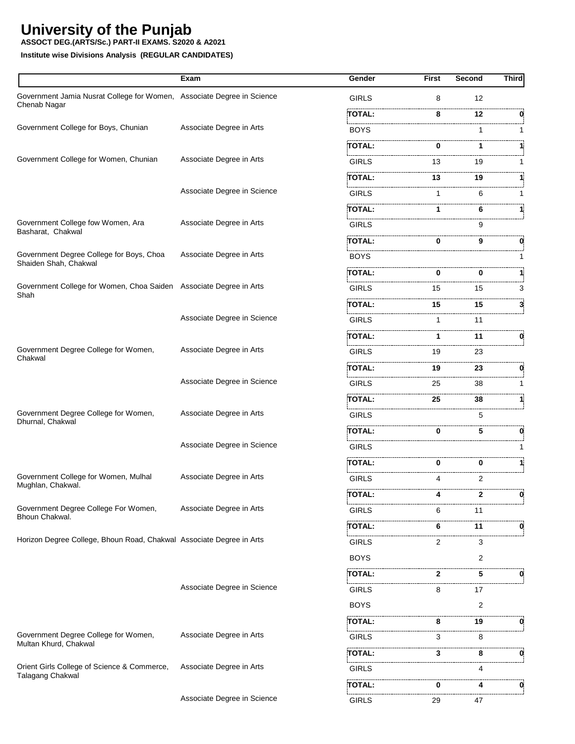# University of the Punjab

**ASSOCT DEG.(ARTS/Sc.) PART-II EXAMS. S2020 & A2021**

**Institute wise Divisions Analysis (REGULAR CANDIDATES)**

| | Exam | Gender | First | Second | Third |
|---|---|---|---|---|---|
| Government Jamia Nusrat College for Women, Chenab Nagar | Associate Degree in Science | GIRLS | 8 | 12 | |
| | | **TOTAL:** | **8** | **12** | **0** |
| Government College for Boys, Chunian | Associate Degree in Arts | BOYS | | 1 | 1 |
| | | **TOTAL:** | **0** | **1** | **1** |
| Government College for Women, Chunian | Associate Degree in Arts | GIRLS | 13 | 19 | 1 |
| | | **TOTAL:** | **13** | **19** | **1** |
| | Associate Degree in Science | GIRLS | 1 | 6 | 1 |
| | | **TOTAL:** | **1** | **6** | **1** |
| Government College fow Women, Ara Basharat, Chakwal | Associate Degree in Arts | GIRLS | | 9 | |
| | | **TOTAL:** | **0** | **9** | **0** |
| Government Degree College for Boys, Choa Shaiden Shah, Chakwal | Associate Degree in Arts | BOYS | | | 1 |
| | | **TOTAL:** | **0** | **0** | **1** |
| Government College for Women, Choa Saiden Shah | Associate Degree in Arts | GIRLS | 15 | 15 | 3 |
| | | **TOTAL:** | **15** | **15** | **3** |
| | Associate Degree in Science | GIRLS | 1 | 11 | |
| | | **TOTAL:** | **1** | **11** | **0** |
| Government Degree College for Women, Chakwal | Associate Degree in Arts | GIRLS | 19 | 23 | |
| | | **TOTAL:** | **19** | **23** | **0** |
| | Associate Degree in Science | GIRLS | 25 | 38 | 1 |
| | | **TOTAL:** | **25** | **38** | **1** |
| Government Degree College for Women, Dhurnal, Chakwal | Associate Degree in Arts | GIRLS | | 5 | |
| | | **TOTAL:** | **0** | **5** | **0** |
| | Associate Degree in Science | GIRLS | | | 1 |
| | | **TOTAL:** | **0** | **0** | **1** |
| Government College for Women, Mulhal Mughlan, Chakwal. | Associate Degree in Arts | GIRLS | 4 | 2 | |
| | | **TOTAL:** | **4** | **2** | **0** |
| Government Degree College For Women, Bhoun Chakwal. | Associate Degree in Arts | GIRLS | 6 | 11 | |
| | | **TOTAL:** | **6** | **11** | **0** |
| Horizon Degree College, Bhoun Road, Chakwal | Associate Degree in Arts | GIRLS | 2 | 3 | |
| | | BOYS | | 2 | |
| | | **TOTAL:** | **2** | **5** | **0** |
| | Associate Degree in Science | GIRLS | 8 | 17 | |
| | | BOYS | | 2 | |
| | | **TOTAL:** | **8** | **19** | **0** |
| Government Degree College for Women, Multan Khurd, Chakwal | Associate Degree in Arts | GIRLS | 3 | 8 | |
| | | **TOTAL:** | **3** | **8** | **0** |
| Orient Girls College of Science & Commerce, Talagang Chakwal | Associate Degree in Arts | GIRLS | | 4 | |
| | | **TOTAL:** | **0** | **4** | **0** |
| | Associate Degree in Science | GIRLS | 29 | 47 | |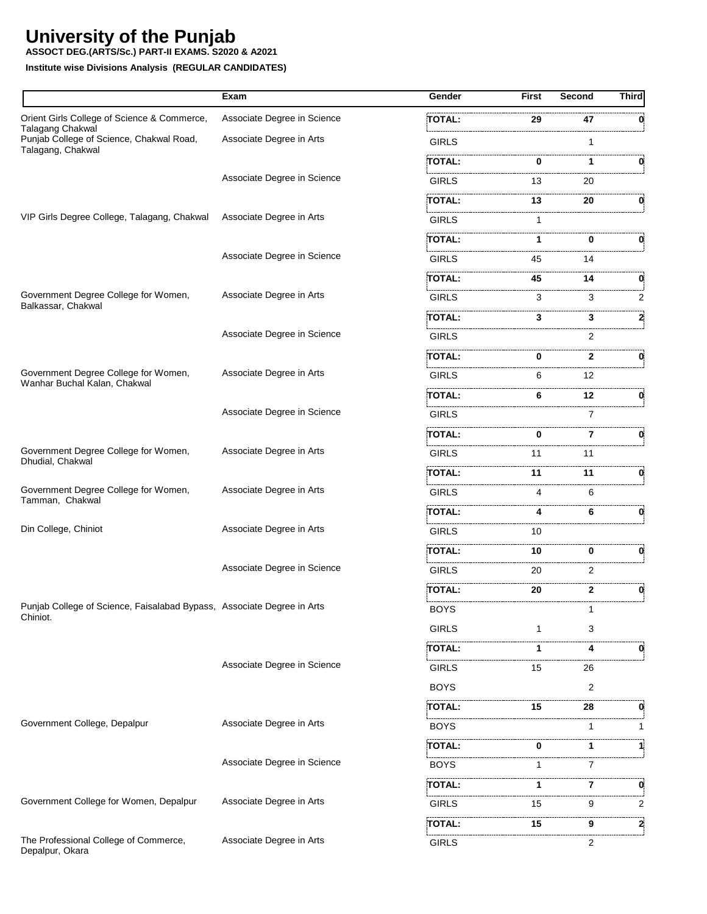# University of the Punjab

**ASSOCT DEG.(ARTS/Sc.) PART-II EXAMS. S2020 & A2021**

**Institute wise Divisions Analysis (REGULAR CANDIDATES)**

| | Exam | Gender | First | Second | Third |
|---|---|---|---|---|---|
| Orient Girls College of Science & Commerce, Talagang Chakwal | Associate Degree in Science | **TOTAL:** | **29** | **47** | **0** |
| Punjab College of Science, Chakwal Road, Talagang, Chakwal | Associate Degree in Arts | GIRLS | | 1 | |
| | | **TOTAL:** | **0** | **1** | **0** |
| | Associate Degree in Science | GIRLS | 13 | 20 | |
| | | **TOTAL:** | **13** | **20** | **0** |
| VIP Girls Degree College, Talagang, Chakwal | Associate Degree in Arts | GIRLS | 1 | | |
| | | **TOTAL:** | **1** | **0** | **0** |
| | Associate Degree in Science | GIRLS | 45 | 14 | |
| | | **TOTAL:** | **45** | **14** | **0** |
| Government Degree College for Women, Balkassar, Chakwal | Associate Degree in Arts | GIRLS | 3 | 3 | 2 |
| | | **TOTAL:** | **3** | **3** | **2** |
| | Associate Degree in Science | GIRLS | | 2 | |
| | | **TOTAL:** | **0** | **2** | **0** |
| Government Degree College for Women, Wanhar Buchal Kalan, Chakwal | Associate Degree in Arts | GIRLS | 6 | 12 | |
| | | **TOTAL:** | **6** | **12** | **0** |
| | Associate Degree in Science | GIRLS | | 7 | |
| | | **TOTAL:** | **0** | **7** | **0** |
| Government Degree College for Women, Dhudial, Chakwal | Associate Degree in Arts | GIRLS | 11 | 11 | |
| | | **TOTAL:** | **11** | **11** | **0** |
| Government Degree College for Women, Tamman, Chakwal | Associate Degree in Arts | GIRLS | 4 | 6 | |
| | | **TOTAL:** | **4** | **6** | **0** |
| Din College, Chiniot | Associate Degree in Arts | GIRLS | 10 | | |
| | | **TOTAL:** | **10** | **0** | **0** |
| | Associate Degree in Science | GIRLS | 20 | 2 | |
| | | **TOTAL:** | **20** | **2** | **0** |
| Punjab College of Science, Faisalabad Bypass, Chiniot. | Associate Degree in Arts | BOYS | | 1 | |
| | | GIRLS | 1 | 3 | |
| | | **TOTAL:** | **1** | **4** | **0** |
| | Associate Degree in Science | GIRLS | 15 | 26 | |
| | | BOYS | | 2 | |
| | | **TOTAL:** | **15** | **28** | **0** |
| Government College, Depalpur | Associate Degree in Arts | BOYS | | 1 | 1 |
| | | **TOTAL:** | **0** | **1** | **1** |
| | Associate Degree in Science | BOYS | 1 | 7 | |
| | | **TOTAL:** | **1** | **7** | **0** |
| Government College for Women, Depalpur | Associate Degree in Arts | GIRLS | 15 | 9 | 2 |
| | | **TOTAL:** | **15** | **9** | **2** |
| The Professional College of Commerce, Depalpur, Okara | Associate Degree in Arts | GIRLS | | 2 | |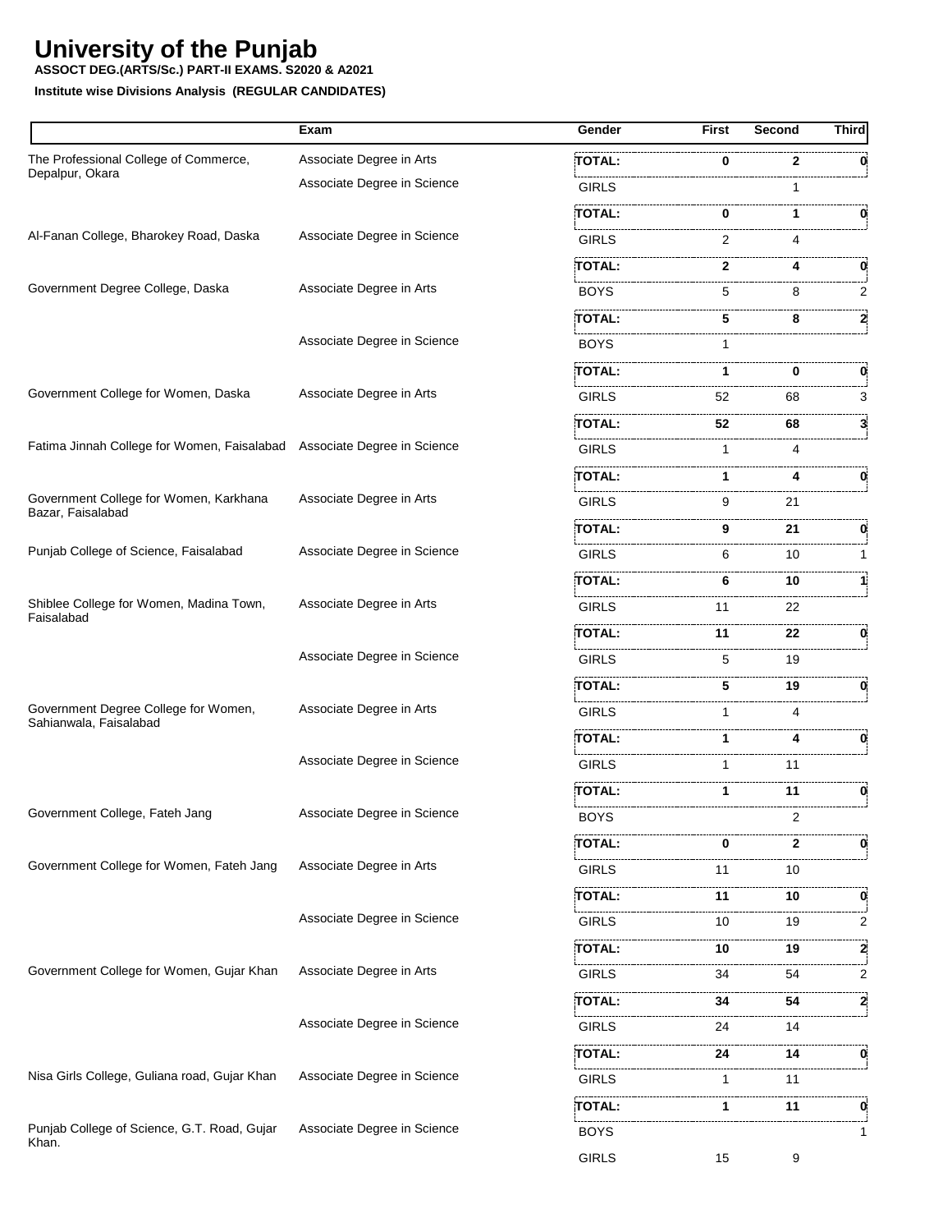# University of the Punjab

**ASSOCT DEG.(ARTS/Sc.) PART-II EXAMS. S2020 & A2021**

**Institute wise Divisions Analysis (REGULAR CANDIDATES)**

| | Exam | Gender | First | Second | Third |
|---|---|---|---|---|---|
| The Professional College of Commerce, Depalpur, Okara | Associate Degree in Arts | **TOTAL:** | **0** | **2** | **0** |
| | Associate Degree in Science | GIRLS | | 1 | |
| | | **TOTAL:** | **0** | **1** | **0** |
| Al-Fanan College, Bharokey Road, Daska | Associate Degree in Science | GIRLS | 2 | 4 | |
| | | **TOTAL:** | **2** | **4** | **0** |
| Government Degree College, Daska | Associate Degree in Arts | BOYS | 5 | 8 | 2 |
| | | **TOTAL:** | **5** | **8** | **2** |
| | Associate Degree in Science | BOYS | 1 | | |
| | | **TOTAL:** | **1** | **0** | **0** |
| Government College for Women, Daska | Associate Degree in Arts | GIRLS | 52 | 68 | 3 |
| | | **TOTAL:** | **52** | **68** | **3** |
| Fatima Jinnah College for Women, Faisalabad | Associate Degree in Science | GIRLS | 1 | 4 | |
| | | **TOTAL:** | **1** | **4** | **0** |
| Government College for Women, Karkhana Bazar, Faisalabad | Associate Degree in Arts | GIRLS | 9 | 21 | |
| | | **TOTAL:** | **9** | **21** | **0** |
| Punjab College of Science, Faisalabad | Associate Degree in Science | GIRLS | 6 | 10 | 1 |
| | | **TOTAL:** | **6** | **10** | **1** |
| Shiblee College for Women, Madina Town, Faisalabad | Associate Degree in Arts | GIRLS | 11 | 22 | |
| | | **TOTAL:** | **11** | **22** | **0** |
| | Associate Degree in Science | GIRLS | 5 | 19 | |
| | | **TOTAL:** | **5** | **19** | **0** |
| Government Degree College for Women, Sahianwala, Faisalabad | Associate Degree in Arts | GIRLS | 1 | 4 | |
| | | **TOTAL:** | **1** | **4** | **0** |
| | Associate Degree in Science | GIRLS | 1 | 11 | |
| | | **TOTAL:** | **1** | **11** | **0** |
| Government College, Fateh Jang | Associate Degree in Science | BOYS | | 2 | |
| | | **TOTAL:** | **0** | **2** | **0** |
| Government College for Women, Fateh Jang | Associate Degree in Arts | GIRLS | 11 | 10 | |
| | | **TOTAL:** | **11** | **10** | **0** |
| | Associate Degree in Science | GIRLS | 10 | 19 | 2 |
| | | **TOTAL:** | **10** | **19** | **2** |
| Government College for Women, Gujar Khan | Associate Degree in Arts | GIRLS | 34 | 54 | 2 |
| | | **TOTAL:** | **34** | **54** | **2** |
| | Associate Degree in Science | GIRLS | 24 | 14 | |
| | | **TOTAL:** | **24** | **14** | **0** |
| Nisa Girls College, Guliana road, Gujar Khan | Associate Degree in Science | GIRLS | 1 | 11 | |
| | | **TOTAL:** | **1** | **11** | **0** |
| Punjab College of Science, G.T. Road, Gujar Khan. | Associate Degree in Science | BOYS | | | 1 |
| | | GIRLS | 15 | 9 | |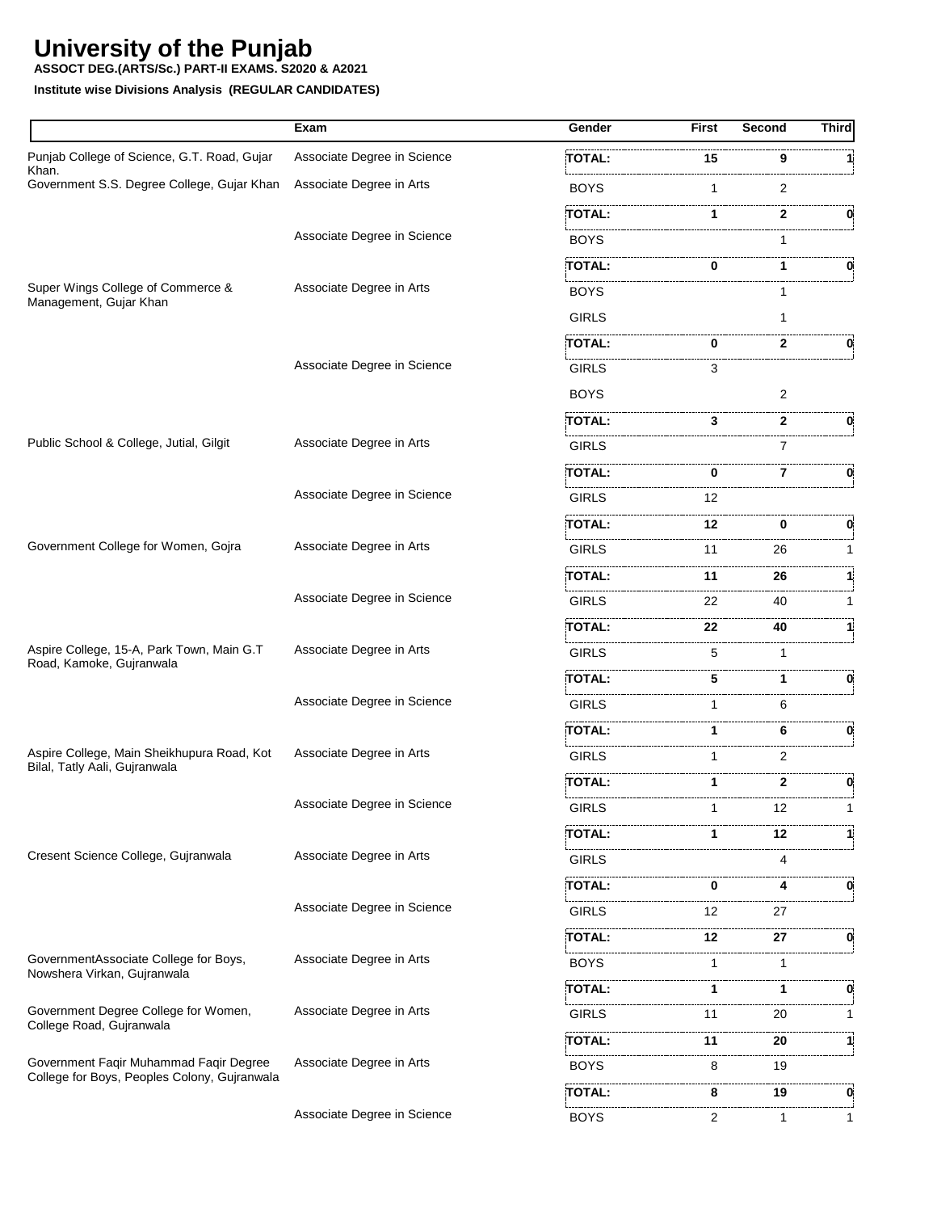# University of the Punjab

**ASSOCT DEG.(ARTS/Sc.) PART-II EXAMS. S2020 & A2021**

**Institute wise Divisions Analysis (REGULAR CANDIDATES)**

| | Exam | Gender | First | Second | Third |
|---|---|---|---|---|---|
| Punjab College of Science, G.T. Road, Gujar Khan. | Associate Degree in Science | **TOTAL:** | **15** | **9** | **1** |
| Government S.S. Degree College, Gujar Khan | Associate Degree in Arts | BOYS | 1 | 2 | |
| | | **TOTAL:** | **1** | **2** | **0** |
| | Associate Degree in Science | BOYS | | 1 | |
| | | **TOTAL:** | **0** | **1** | **0** |
| Super Wings College of Commerce & Management, Gujar Khan | Associate Degree in Arts | BOYS | | 1 | |
| | | GIRLS | | 1 | |
| | | **TOTAL:** | **0** | **2** | **0** |
| | Associate Degree in Science | GIRLS | 3 | | |
| | | BOYS | | 2 | |
| | | **TOTAL:** | **3** | **2** | **0** |
| Public School & College, Jutial, Gilgit | Associate Degree in Arts | GIRLS | | 7 | |
| | | **TOTAL:** | **0** | **7** | **0** |
| | Associate Degree in Science | GIRLS | 12 | | |
| | | **TOTAL:** | **12** | **0** | **0** |
| Government College for Women, Gojra | Associate Degree in Arts | GIRLS | 11 | 26 | 1 |
| | | **TOTAL:** | **11** | **26** | **1** |
| | Associate Degree in Science | GIRLS | 22 | 40 | 1 |
| | | **TOTAL:** | **22** | **40** | **1** |
| Aspire College, 15-A, Park Town, Main G.T Road, Kamoke, Gujranwala | Associate Degree in Arts | GIRLS | 5 | 1 | |
| | | **TOTAL:** | **5** | **1** | **0** |
| | Associate Degree in Science | GIRLS | 1 | 6 | |
| | | **TOTAL:** | **1** | **6** | **0** |
| Aspire College, Main Sheikhupura Road, Kot Bilal, Tatly Aali, Gujranwala | Associate Degree in Arts | GIRLS | 1 | 2 | |
| | | **TOTAL:** | **1** | **2** | **0** |
| | Associate Degree in Science | GIRLS | 1 | 12 | 1 |
| | | **TOTAL:** | **1** | **12** | **1** |
| Cresent Science College, Gujranwala | Associate Degree in Arts | GIRLS | | 4 | |
| | | **TOTAL:** | **0** | **4** | **0** |
| | Associate Degree in Science | GIRLS | 12 | 27 | |
| | | **TOTAL:** | **12** | **27** | **0** |
| GovernmentAssociate College for Boys, Nowshera Virkan, Gujranwala | Associate Degree in Arts | BOYS | 1 | 1 | |
| | | **TOTAL:** | **1** | **1** | **0** |
| Government Degree College for Women, College Road, Gujranwala | Associate Degree in Arts | GIRLS | 11 | 20 | 1 |
| | | **TOTAL:** | **11** | **20** | **1** |
| Government Faqir Muhammad Faqir Degree College for Boys, Peoples Colony, Gujranwala | Associate Degree in Arts | BOYS | 8 | 19 | |
| | | **TOTAL:** | **8** | **19** | **0** |
| | Associate Degree in Science | BOYS | 2 | 1 | 1 |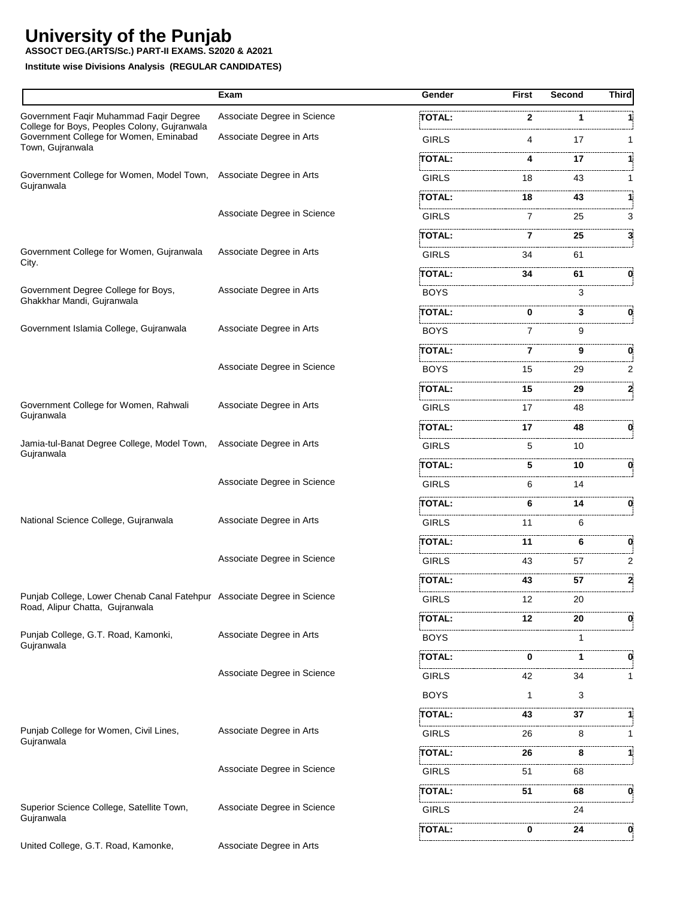# University of the Punjab

**ASSOCT DEG.(ARTS/Sc.) PART-II EXAMS. S2020 & A2021**

**Institute wise Divisions Analysis (REGULAR CANDIDATES)**

| | Exam | Gender | First | Second | Third |
|---|---|---|---|---|---|
| Government Faqir Muhammad Faqir Degree College for Boys, Peoples Colony, Gujranwala | Associate Degree in Science | **TOTAL:** | **2** | **1** | **1** |
| Government College for Women, Eminabad Town, Gujranwala | Associate Degree in Arts | GIRLS | 4 | 17 | 1 |
| | | **TOTAL:** | **4** | **17** | **1** |
| Government College for Women, Model Town, Gujranwala | Associate Degree in Arts | GIRLS | 18 | 43 | 1 |
| | | **TOTAL:** | **18** | **43** | **1** |
| | Associate Degree in Science | GIRLS | 7 | 25 | 3 |
| | | **TOTAL:** | **7** | **25** | **3** |
| Government College for Women, Gujranwala City. | Associate Degree in Arts | GIRLS | 34 | 61 | |
| | | **TOTAL:** | **34** | **61** | **0** |
| Government Degree College for Boys, Ghakkhar Mandi, Gujranwala | Associate Degree in Arts | BOYS | | 3 | |
| | | **TOTAL:** | **0** | **3** | **0** |
| Government Islamia College, Gujranwala | Associate Degree in Arts | BOYS | 7 | 9 | |
| | | **TOTAL:** | **7** | **9** | **0** |
| | Associate Degree in Science | BOYS | 15 | 29 | 2 |
| | | **TOTAL:** | **15** | **29** | **2** |
| Government College for Women, Rahwali Gujranwala | Associate Degree in Arts | GIRLS | 17 | 48 | |
| | | **TOTAL:** | **17** | **48** | **0** |
| Jamia-tul-Banat Degree College, Model Town, Gujranwala | Associate Degree in Arts | GIRLS | 5 | 10 | |
| | | **TOTAL:** | **5** | **10** | **0** |
| | Associate Degree in Science | GIRLS | 6 | 14 | |
| | | **TOTAL:** | **6** | **14** | **0** |
| National Science College, Gujranwala | Associate Degree in Arts | GIRLS | 11 | 6 | |
| | | **TOTAL:** | **11** | **6** | **0** |
| | Associate Degree in Science | GIRLS | 43 | 57 | 2 |
| | | **TOTAL:** | **43** | **57** | **2** |
| Punjab College, Lower Chenab Canal Fatehpur Road, Alipur Chatta, Gujranwala | Associate Degree in Science | GIRLS | 12 | 20 | |
| | | **TOTAL:** | **12** | **20** | **0** |
| Punjab College, G.T. Road, Kamonki, Gujranwala | Associate Degree in Arts | BOYS | | 1 | |
| | | **TOTAL:** | **0** | **1** | **0** |
| | Associate Degree in Science | GIRLS | 42 | 34 | 1 |
| | | BOYS | 1 | 3 | |
| | | **TOTAL:** | **43** | **37** | **1** |
| Punjab College for Women, Civil Lines, Gujranwala | Associate Degree in Arts | GIRLS | 26 | 8 | 1 |
| | | **TOTAL:** | **26** | **8** | **1** |
| | Associate Degree in Science | GIRLS | 51 | 68 | |
| | | **TOTAL:** | **51** | **68** | **0** |
| Superior Science College, Satellite Town, Gujranwala | Associate Degree in Science | GIRLS | | 24 | |
| | | **TOTAL:** | **0** | **24** | **0** |
| United College, G.T. Road, Kamonke, | Associate Degree in Arts | | | | |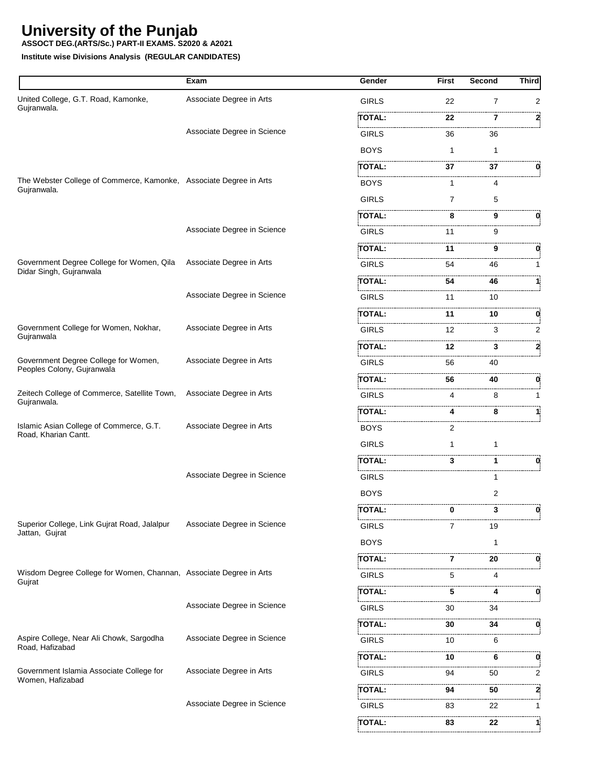# University of the Punjab

**ASSOCT DEG.(ARTS/Sc.) PART-II EXAMS. S2020 & A2021**

**Institute wise Divisions Analysis (REGULAR CANDIDATES)**

| | Exam | Gender | First | Second | Third |
|---|---|---|---|---|---|
| United College, G.T. Road, Kamonke, Gujranwala. | Associate Degree in Arts | GIRLS | 22 | 7 | 2 |
| | | **TOTAL:** | **22** | **7** | **2** |
| | Associate Degree in Science | GIRLS | 36 | 36 | |
| | | BOYS | 1 | 1 | |
| | | **TOTAL:** | **37** | **37** | **0** |
| The Webster College of Commerce, Kamonke, Gujranwala. | Associate Degree in Arts | BOYS | 1 | 4 | |
| | | GIRLS | 7 | 5 | |
| | | **TOTAL:** | **8** | **9** | **0** |
| | Associate Degree in Science | GIRLS | 11 | 9 | |
| | | **TOTAL:** | **11** | **9** | **0** |
| Government Degree College for Women, Qila Didar Singh, Gujranwala | Associate Degree in Arts | GIRLS | 54 | 46 | 1 |
| | | **TOTAL:** | **54** | **46** | **1** |
| | Associate Degree in Science | GIRLS | 11 | 10 | |
| | | **TOTAL:** | **11** | **10** | **0** |
| Government College for Women, Nokhar, Gujranwala | Associate Degree in Arts | GIRLS | 12 | 3 | 2 |
| | | **TOTAL:** | **12** | **3** | **2** |
| Government Degree College for Women, Peoples Colony, Gujranwala | Associate Degree in Arts | GIRLS | 56 | 40 | |
| | | **TOTAL:** | **56** | **40** | **0** |
| Zeitech College of Commerce, Satellite Town, Gujranwala. | Associate Degree in Arts | GIRLS | 4 | 8 | 1 |
| | | **TOTAL:** | **4** | **8** | **1** |
| Islamic Asian College of Commerce, G.T. Road, Kharian Cantt. | Associate Degree in Arts | BOYS | 2 | | |
| | | GIRLS | 1 | 1 | |
| | | **TOTAL:** | **3** | **1** | **0** |
| | Associate Degree in Science | GIRLS | | 1 | |
| | | BOYS | | 2 | |
| | | **TOTAL:** | **0** | **3** | **0** |
| Superior College, Link Gujrat Road, Jalalpur Jattan, Gujrat | Associate Degree in Science | GIRLS | 7 | 19 | |
| | | BOYS | | 1 | |
| | | **TOTAL:** | **7** | **20** | **0** |
| Wisdom Degree College for Women, Channan, Gujrat | Associate Degree in Arts | GIRLS | 5 | 4 | |
| | | **TOTAL:** | **5** | **4** | **0** |
| | Associate Degree in Science | GIRLS | 30 | 34 | |
| | | **TOTAL:** | **30** | **34** | **0** |
| Aspire College, Near Ali Chowk, Sargodha Road, Hafizabad | Associate Degree in Science | GIRLS | 10 | 6 | |
| | | **TOTAL:** | **10** | **6** | **0** |
| Government Islamia Associate College for Women, Hafizabad | Associate Degree in Arts | GIRLS | 94 | 50 | 2 |
| | | **TOTAL:** | **94** | **50** | **2** |
| | Associate Degree in Science | GIRLS | 83 | 22 | 1 |
| | | **TOTAL:** | **83** | **22** | **1** |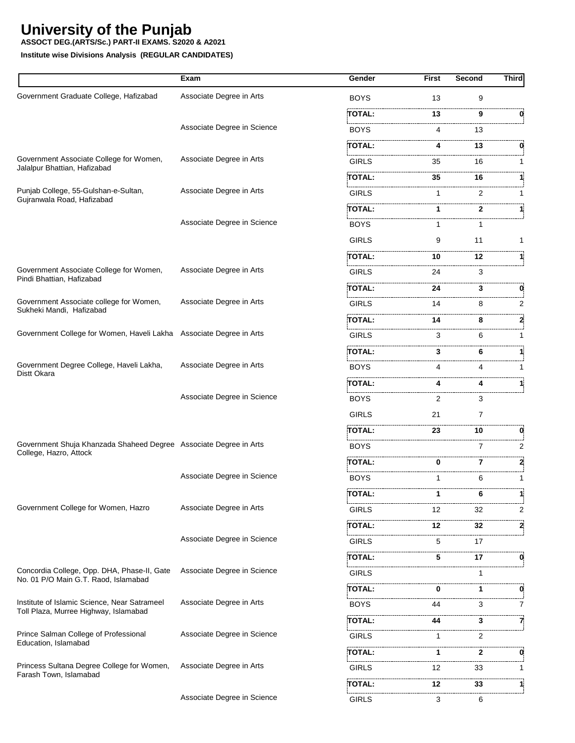# University of the Punjab

**ASSOCT DEG.(ARTS/Sc.) PART-II EXAMS. S2020 & A2021**

**Institute wise Divisions Analysis (REGULAR CANDIDATES)**

| | Exam | Gender | First | Second | Third |
|---|---|---|---|---|---|
| Government Graduate College, Hafizabad | Associate Degree in Arts | BOYS | 13 | 9 | |
| | | **TOTAL:** | **13** | **9** | **0** |
| | Associate Degree in Science | BOYS | 4 | 13 | |
| | | **TOTAL:** | **4** | **13** | **0** |
| Government Associate College for Women, Jalalpur Bhattian, Hafizabad | Associate Degree in Arts | GIRLS | 35 | 16 | 1 |
| | | **TOTAL:** | **35** | **16** | **1** |
| Punjab College, 55-Gulshan-e-Sultan, Gujranwala Road, Hafizabad | Associate Degree in Arts | GIRLS | 1 | 2 | 1 |
| | | **TOTAL:** | **1** | **2** | **1** |
| | Associate Degree in Science | BOYS | 1 | 1 | |
| | | GIRLS | 9 | 11 | 1 |
| | | **TOTAL:** | **10** | **12** | **1** |
| Government Associate College for Women, Pindi Bhattian, Hafizabad | Associate Degree in Arts | GIRLS | 24 | 3 | |
| | | **TOTAL:** | **24** | **3** | **0** |
| Government Associate college for Women, Sukheki Mandi, Hafizabad | Associate Degree in Arts | GIRLS | 14 | 8 | 2 |
| | | **TOTAL:** | **14** | **8** | **2** |
| Government College for Women, Haveli Lakha | Associate Degree in Arts | GIRLS | 3 | 6 | 1 |
| | | **TOTAL:** | **3** | **6** | **1** |
| Government Degree College, Haveli Lakha, Distt Okara | Associate Degree in Arts | BOYS | 4 | 4 | 1 |
| | | **TOTAL:** | **4** | **4** | **1** |
| | Associate Degree in Science | BOYS | 2 | 3 | |
| | | GIRLS | 21 | 7 | |
| | | **TOTAL:** | **23** | **10** | **0** |
| Government Shuja Khanzada Shaheed Degree College, Hazro, Attock | Associate Degree in Arts | BOYS | | 7 | 2 |
| | | **TOTAL:** | **0** | **7** | **2** |
| | Associate Degree in Science | BOYS | 1 | 6 | 1 |
| | | **TOTAL:** | **1** | **6** | **1** |
| Government College for Women, Hazro | Associate Degree in Arts | GIRLS | 12 | 32 | 2 |
| | | **TOTAL:** | **12** | **32** | **2** |
| | Associate Degree in Science | GIRLS | 5 | 17 | |
| | | **TOTAL:** | **5** | **17** | **0** |
| Concordia College, Opp. DHA, Phase-II, Gate No. 01 P/O Main G.T. Raod, Islamabad | Associate Degree in Science | GIRLS | | 1 | |
| | | **TOTAL:** | **0** | **1** | **0** |
| Institute of Islamic Science, Near Satrameel Toll Plaza, Murree Highway, Islamabad | Associate Degree in Arts | BOYS | 44 | 3 | 7 |
| | | **TOTAL:** | **44** | **3** | **7** |
| Prince Salman College of Professional Education, Islamabad | Associate Degree in Science | GIRLS | 1 | 2 | |
| | | **TOTAL:** | **1** | **2** | **0** |
| Princess Sultana Degree College for Women, Farash Town, Islamabad | Associate Degree in Arts | GIRLS | 12 | 33 | 1 |
| | | **TOTAL:** | **12** | **33** | **1** |
| | Associate Degree in Science | GIRLS | 3 | 6 | |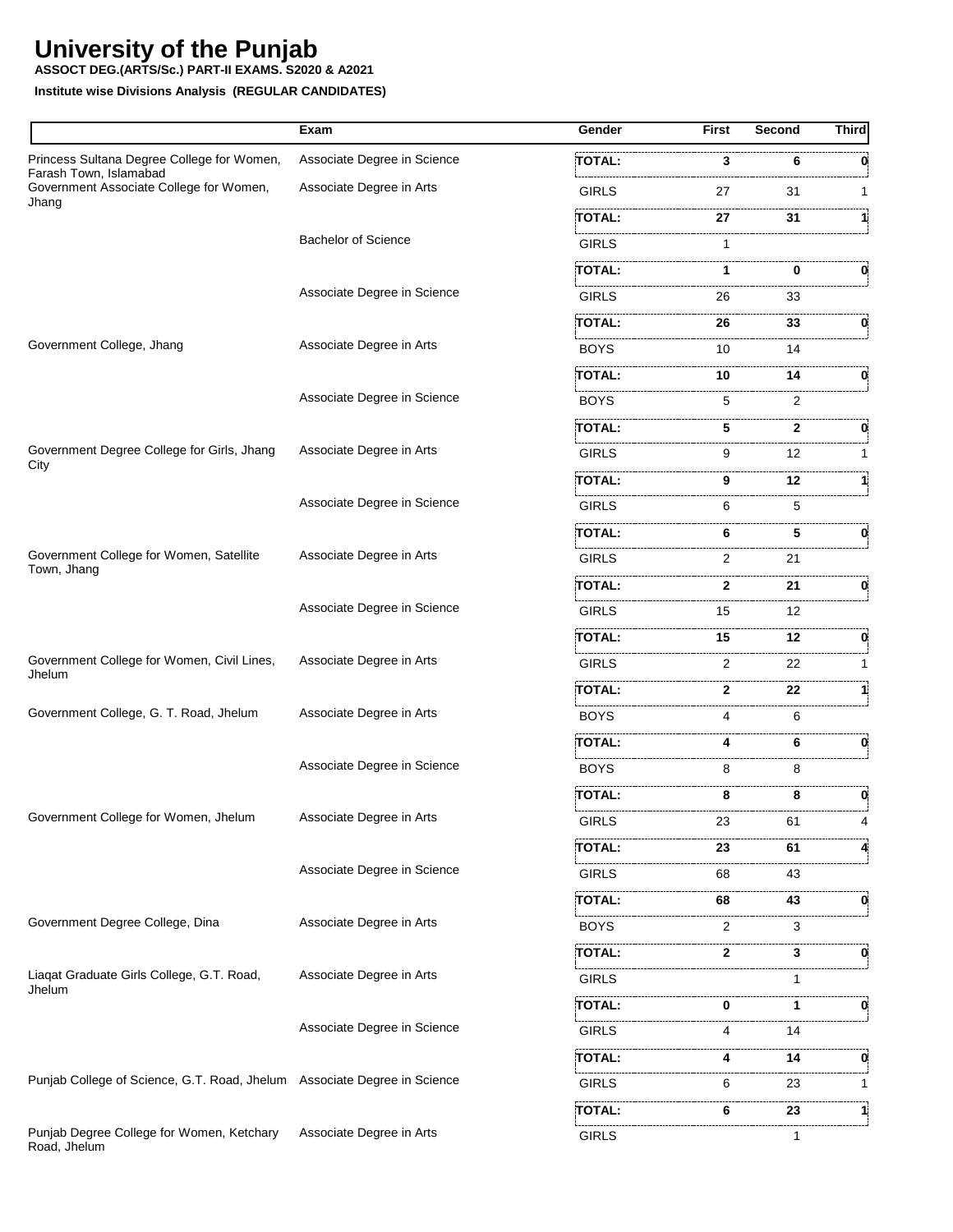# University of the Punjab

**ASSOCT DEG.(ARTS/Sc.) PART-II EXAMS. S2020 & A2021**

**Institute wise Divisions Analysis (REGULAR CANDIDATES)**

| | Exam | Gender | First | Second | Third |
|---|---|---|---|---|---|
| Princess Sultana Degree College for Women, Farash Town, Islamabad | Associate Degree in Science | **TOTAL:** | **3** | **6** | **0** |
| Government Associate College for Women, Jhang | Associate Degree in Arts | GIRLS | 27 | 31 | 1 |
| | | **TOTAL:** | **27** | **31** | **1** |
| | Bachelor of Science | GIRLS | 1 | | |
| | | **TOTAL:** | **1** | **0** | **0** |
| | Associate Degree in Science | GIRLS | 26 | 33 | |
| | | **TOTAL:** | **26** | **33** | **0** |
| Government College, Jhang | Associate Degree in Arts | BOYS | 10 | 14 | |
| | | **TOTAL:** | **10** | **14** | **0** |
| | Associate Degree in Science | BOYS | 5 | 2 | |
| | | **TOTAL:** | **5** | **2** | **0** |
| Government Degree College for Girls, Jhang City | Associate Degree in Arts | GIRLS | 9 | 12 | 1 |
| | | **TOTAL:** | **9** | **12** | **1** |
| | Associate Degree in Science | GIRLS | 6 | 5 | |
| | | **TOTAL:** | **6** | **5** | **0** |
| Government College for Women, Satellite Town, Jhang | Associate Degree in Arts | GIRLS | 2 | 21 | |
| | | **TOTAL:** | **2** | **21** | **0** |
| | Associate Degree in Science | GIRLS | 15 | 12 | |
| | | **TOTAL:** | **15** | **12** | **0** |
| Government College for Women, Civil Lines, Jhelum | Associate Degree in Arts | GIRLS | 2 | 22 | 1 |
| | | **TOTAL:** | **2** | **22** | **1** |
| Government College, G. T. Road, Jhelum | Associate Degree in Arts | BOYS | 4 | 6 | |
| | | **TOTAL:** | **4** | **6** | **0** |
| | Associate Degree in Science | BOYS | 8 | 8 | |
| | | **TOTAL:** | **8** | **8** | **0** |
| Government College for Women, Jhelum | Associate Degree in Arts | GIRLS | 23 | 61 | 4 |
| | | **TOTAL:** | **23** | **61** | **4** |
| | Associate Degree in Science | GIRLS | 68 | 43 | |
| | | **TOTAL:** | **68** | **43** | **0** |
| Government Degree College, Dina | Associate Degree in Arts | BOYS | 2 | 3 | |
| | | **TOTAL:** | **2** | **3** | **0** |
| Liaqat Graduate Girls College, G.T. Road, Jhelum | Associate Degree in Arts | GIRLS | | 1 | |
| | | **TOTAL:** | **0** | **1** | **0** |
| | Associate Degree in Science | GIRLS | 4 | 14 | |
| | | **TOTAL:** | **4** | **14** | **0** |
| Punjab College of Science, G.T. Road, Jhelum | Associate Degree in Science | GIRLS | 6 | 23 | 1 |
| | | **TOTAL:** | **6** | **23** | **1** |
| Punjab Degree College for Women, Ketchary Road, Jhelum | Associate Degree in Arts | GIRLS | | 1 | |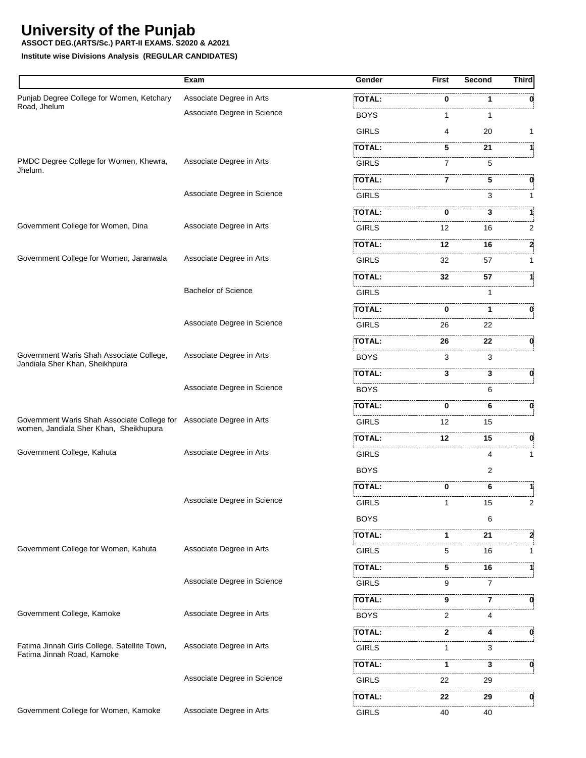# University of the Punjab

**ASSOCT DEG.(ARTS/Sc.) PART-II EXAMS. S2020 & A2021**

**Institute wise Divisions Analysis (REGULAR CANDIDATES)**

| | Exam | Gender | First | Second | Third |
|---|---|---|---|---|---|
| Punjab Degree College for Women, Ketchary Road, Jhelum | Associate Degree in Arts | **TOTAL:** | **0** | **1** | **0** |
| | Associate Degree in Science | BOYS | 1 | 1 | |
| | | GIRLS | 4 | 20 | 1 |
| | | **TOTAL:** | **5** | **21** | **1** |
| PMDC Degree College for Women, Khewra, Jhelum. | Associate Degree in Arts | GIRLS | 7 | 5 | |
| | | **TOTAL:** | **7** | **5** | **0** |
| | Associate Degree in Science | GIRLS | | 3 | 1 |
| | | **TOTAL:** | **0** | **3** | **1** |
| Government College for Women, Dina | Associate Degree in Arts | GIRLS | 12 | 16 | 2 |
| | | **TOTAL:** | **12** | **16** | **2** |
| Government College for Women, Jaranwala | Associate Degree in Arts | GIRLS | 32 | 57 | 1 |
| | | **TOTAL:** | **32** | **57** | **1** |
| | Bachelor of Science | GIRLS | | 1 | |
| | | **TOTAL:** | **0** | **1** | **0** |
| | Associate Degree in Science | GIRLS | 26 | 22 | |
| | | **TOTAL:** | **26** | **22** | **0** |
| Government Waris Shah Associate College, Jandiala Sher Khan, Sheikhpura | Associate Degree in Arts | BOYS | 3 | 3 | |
| | | **TOTAL:** | **3** | **3** | **0** |
| | Associate Degree in Science | BOYS | | 6 | |
| | | **TOTAL:** | **0** | **6** | **0** |
| Government Waris Shah Associate College for women, Jandiala Sher Khan, Sheikhupura | Associate Degree in Arts | GIRLS | 12 | 15 | |
| | | **TOTAL:** | **12** | **15** | **0** |
| Government College, Kahuta | Associate Degree in Arts | GIRLS | | 4 | 1 |
| | | BOYS | | 2 | |
| | | **TOTAL:** | **0** | **6** | **1** |
| | Associate Degree in Science | GIRLS | 1 | 15 | 2 |
| | | BOYS | | 6 | |
| | | **TOTAL:** | **1** | **21** | **2** |
| Government College for Women, Kahuta | Associate Degree in Arts | GIRLS | 5 | 16 | 1 |
| | | **TOTAL:** | **5** | **16** | **1** |
| | Associate Degree in Science | GIRLS | 9 | 7 | |
| | | **TOTAL:** | **9** | **7** | **0** |
| Government College, Kamoke | Associate Degree in Arts | BOYS | 2 | 4 | |
| | | **TOTAL:** | **2** | **4** | **0** |
| Fatima Jinnah Girls College, Satellite Town, Fatima Jinnah Road, Kamoke | Associate Degree in Arts | GIRLS | 1 | 3 | |
| | | **TOTAL:** | **1** | **3** | **0** |
| | Associate Degree in Science | GIRLS | 22 | 29 | |
| | | **TOTAL:** | **22** | **29** | **0** |
| Government College for Women, Kamoke | Associate Degree in Arts | GIRLS | 40 | 40 | |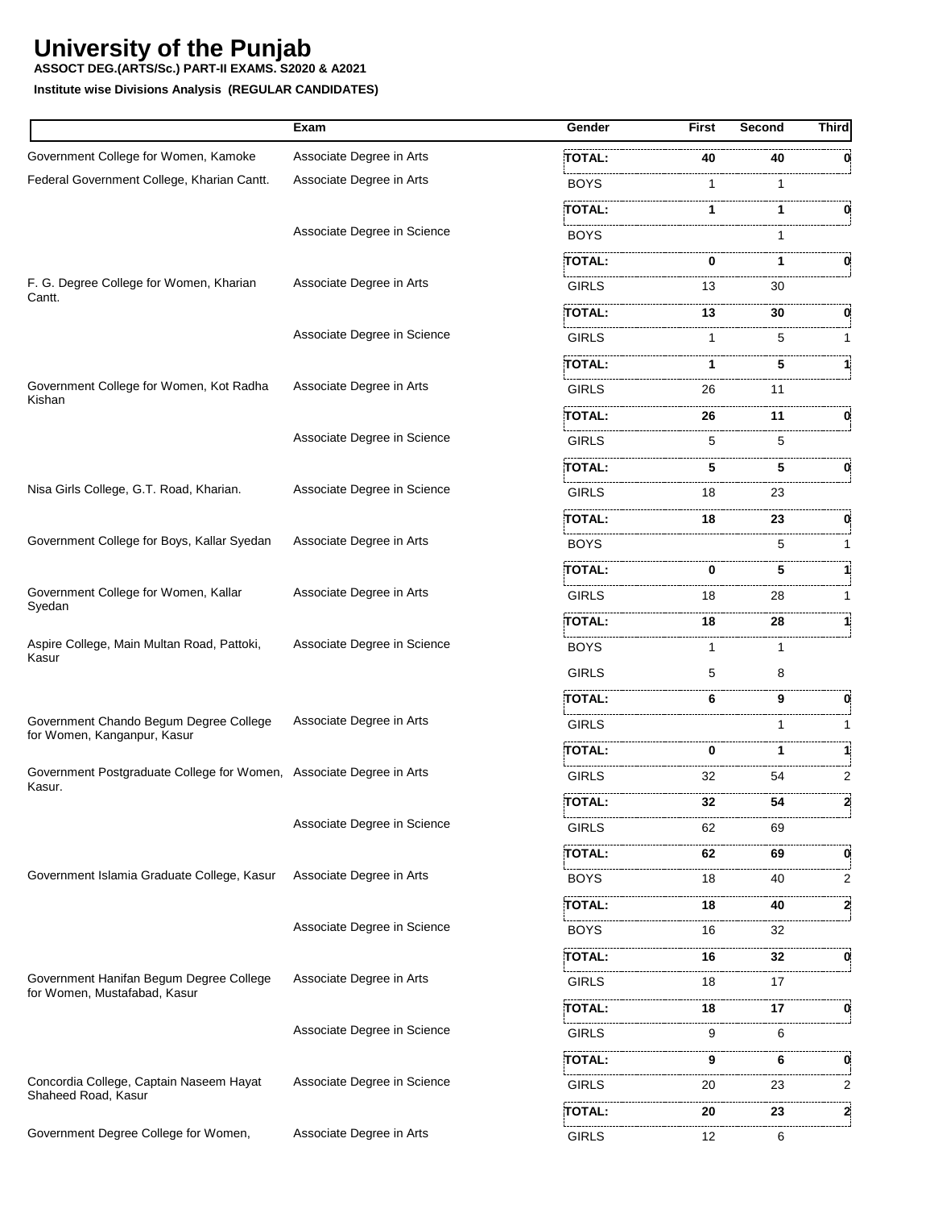# University of the Punjab

**ASSOCT DEG.(ARTS/Sc.) PART-II EXAMS. S2020 & A2021**

**Institute wise Divisions Analysis (REGULAR CANDIDATES)**

| | Exam | Gender | First | Second | Third |
|---|---|---|---|---|---|
| Government College for Women, Kamoke | Associate Degree in Arts | **TOTAL:** | **40** | **40** | **0** |
| Federal Government College, Kharian Cantt. | Associate Degree in Arts | BOYS | 1 | 1 | |
| | | **TOTAL:** | **1** | **1** | **0** |
| | Associate Degree in Science | BOYS | | 1 | |
| | | **TOTAL:** | **0** | **1** | **0** |
| F. G. Degree College for Women, Kharian Cantt. | Associate Degree in Arts | GIRLS | 13 | 30 | |
| | | **TOTAL:** | **13** | **30** | **0** |
| | Associate Degree in Science | GIRLS | 1 | 5 | 1 |
| | | **TOTAL:** | **1** | **5** | **1** |
| Government College for Women, Kot Radha Kishan | Associate Degree in Arts | GIRLS | 26 | 11 | |
| | | **TOTAL:** | **26** | **11** | **0** |
| | Associate Degree in Science | GIRLS | 5 | 5 | |
| | | **TOTAL:** | **5** | **5** | **0** |
| Nisa Girls College, G.T. Road, Kharian. | Associate Degree in Science | GIRLS | 18 | 23 | |
| | | **TOTAL:** | **18** | **23** | **0** |
| Government College for Boys, Kallar Syedan | Associate Degree in Arts | BOYS | | 5 | 1 |
| | | **TOTAL:** | **0** | **5** | **1** |
| Government College for Women, Kallar Syedan | Associate Degree in Arts | GIRLS | 18 | 28 | 1 |
| | | **TOTAL:** | **18** | **28** | **1** |
| Aspire College, Main Multan Road, Pattoki, Kasur | Associate Degree in Science | BOYS | 1 | 1 | |
| | | GIRLS | 5 | 8 | |
| | | **TOTAL:** | **6** | **9** | **0** |
| Government Chando Begum Degree College for Women, Kanganpur, Kasur | Associate Degree in Arts | GIRLS | | 1 | 1 |
| | | **TOTAL:** | **0** | **1** | **1** |
| Government Postgraduate College for Women, Kasur. | Associate Degree in Arts | GIRLS | 32 | 54 | 2 |
| | | **TOTAL:** | **32** | **54** | **2** |
| | Associate Degree in Science | GIRLS | 62 | 69 | |
| | | **TOTAL:** | **62** | **69** | **0** |
| Government Islamia Graduate College, Kasur | Associate Degree in Arts | BOYS | 18 | 40 | 2 |
| | | **TOTAL:** | **18** | **40** | **2** |
| | Associate Degree in Science | BOYS | 16 | 32 | |
| | | **TOTAL:** | **16** | **32** | **0** |
| Government Hanifan Begum Degree College for Women, Mustafabad, Kasur | Associate Degree in Arts | GIRLS | 18 | 17 | |
| | | **TOTAL:** | **18** | **17** | **0** |
| | Associate Degree in Science | GIRLS | 9 | 6 | |
| | | **TOTAL:** | **9** | **6** | **0** |
| Concordia College, Captain Naseem Hayat Shaheed Road, Kasur | Associate Degree in Science | GIRLS | 20 | 23 | 2 |
| | | **TOTAL:** | **20** | **23** | **2** |
| Government Degree College for Women, | Associate Degree in Arts | GIRLS | 12 | 6 | |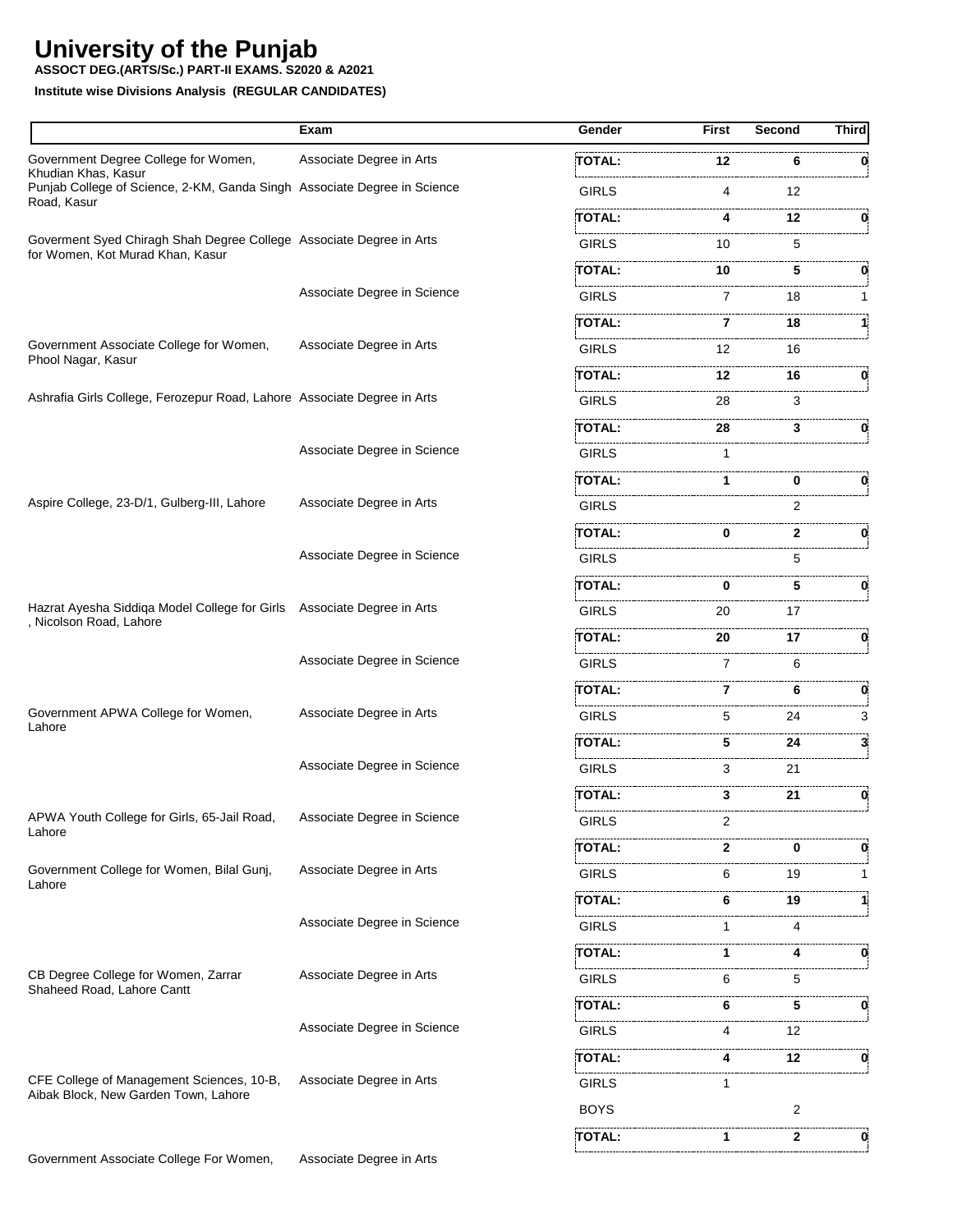# University of the Punjab

**ASSOCT DEG.(ARTS/Sc.) PART-II EXAMS. S2020 & A2021**

**Institute wise Divisions Analysis (REGULAR CANDIDATES)**

| | Exam | Gender | First | Second | Third |
|---|---|---|---|---|---|
| Government Degree College for Women, Khudian Khas, Kasur | Associate Degree in Arts | **TOTAL:** | **12** | **6** | **0** |
| Punjab College of Science, 2-KM, Ganda Singh Road, Kasur | Associate Degree in Science | GIRLS | 4 | 12 | |
| | | **TOTAL:** | **4** | **12** | **0** |
| Goverment Syed Chiragh Shah Degree College for Women, Kot Murad Khan, Kasur | Associate Degree in Arts | GIRLS | 10 | 5 | |
| | | **TOTAL:** | **10** | **5** | **0** |
| | Associate Degree in Science | GIRLS | 7 | 18 | 1 |
| | | **TOTAL:** | **7** | **18** | **1** |
| Government Associate College for Women, Phool Nagar, Kasur | Associate Degree in Arts | GIRLS | 12 | 16 | |
| | | **TOTAL:** | **12** | **16** | **0** |
| Ashrafia Girls College, Ferozepur Road, Lahore | Associate Degree in Arts | GIRLS | 28 | 3 | |
| | | **TOTAL:** | **28** | **3** | **0** |
| | Associate Degree in Science | GIRLS | 1 | | |
| | | **TOTAL:** | **1** | **0** | **0** |
| Aspire College, 23-D/1, Gulberg-III, Lahore | Associate Degree in Arts | GIRLS | | 2 | |
| | | **TOTAL:** | **0** | **2** | **0** |
| | Associate Degree in Science | GIRLS | | 5 | |
| | | **TOTAL:** | **0** | **5** | **0** |
| Hazrat Ayesha Siddiqa Model College for Girls , Nicolson Road, Lahore | Associate Degree in Arts | GIRLS | 20 | 17 | |
| | | **TOTAL:** | **20** | **17** | **0** |
| | Associate Degree in Science | GIRLS | 7 | 6 | |
| | | **TOTAL:** | **7** | **6** | **0** |
| Government APWA College for Women, Lahore | Associate Degree in Arts | GIRLS | 5 | 24 | 3 |
| | | **TOTAL:** | **5** | **24** | **3** |
| | Associate Degree in Science | GIRLS | 3 | 21 | |
| | | **TOTAL:** | **3** | **21** | **0** |
| APWA Youth College for Girls, 65-Jail Road, Lahore | Associate Degree in Science | GIRLS | 2 | | |
| | | **TOTAL:** | **2** | **0** | **0** |
| Government College for Women, Bilal Gunj, Lahore | Associate Degree in Arts | GIRLS | 6 | 19 | 1 |
| | | **TOTAL:** | **6** | **19** | **1** |
| | Associate Degree in Science | GIRLS | 1 | 4 | |
| | | **TOTAL:** | **1** | **4** | **0** |
| CB Degree College for Women, Zarrar Shaheed Road, Lahore Cantt | Associate Degree in Arts | GIRLS | 6 | 5 | |
| | | **TOTAL:** | **6** | **5** | **0** |
| | Associate Degree in Science | GIRLS | 4 | 12 | |
| | | **TOTAL:** | **4** | **12** | **0** |
| CFE College of Management Sciences, 10-B, Aibak Block, New Garden Town, Lahore | Associate Degree in Arts | GIRLS | 1 | | |
| | | BOYS | | 2 | |
| | | **TOTAL:** | **1** | **2** | **0** |
| Government Associate College For Women, | Associate Degree in Arts | | | | |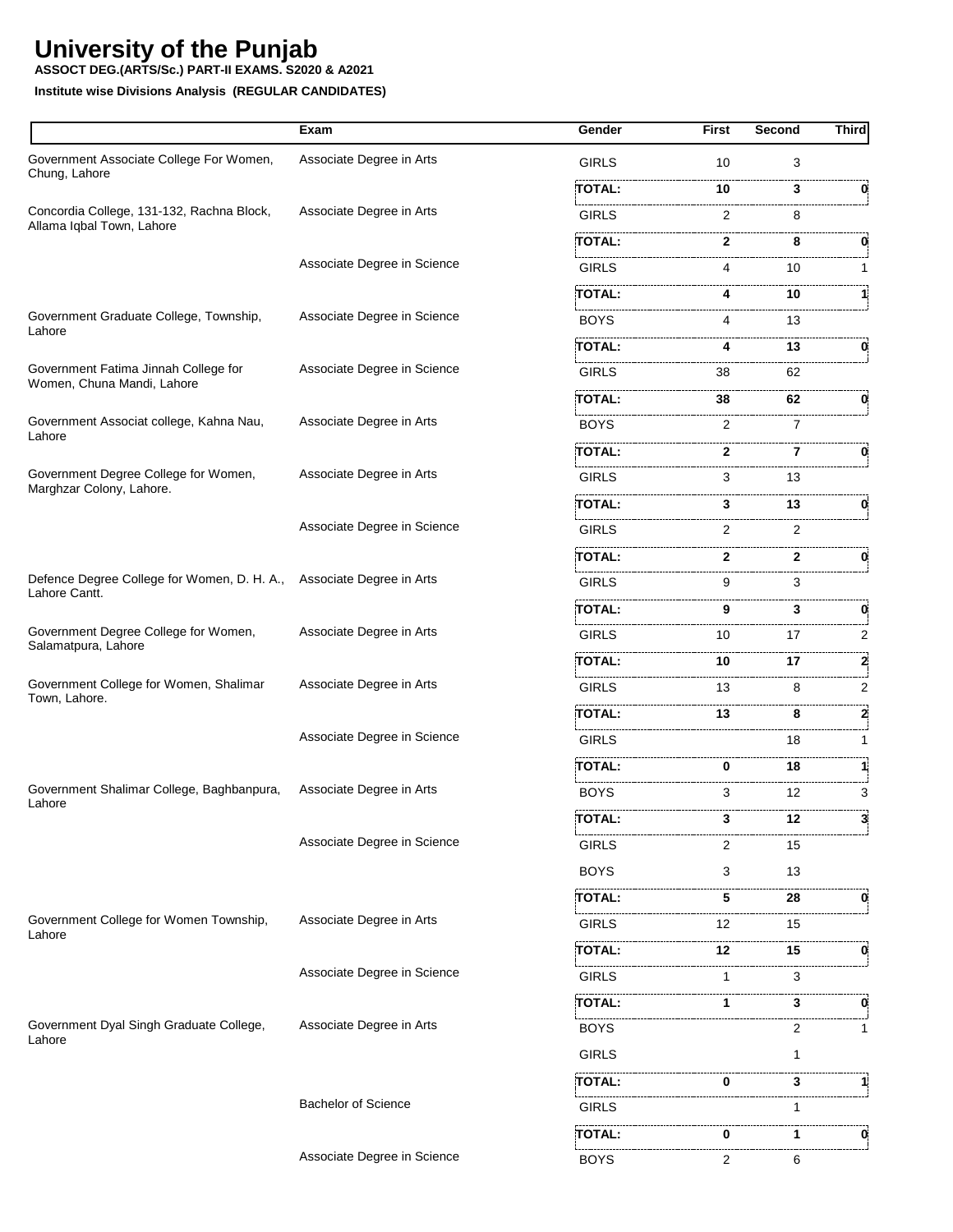# University of the Punjab

**ASSOCT DEG.(ARTS/Sc.) PART-II EXAMS. S2020 & A2021**

**Institute wise Divisions Analysis (REGULAR CANDIDATES)**

| | Exam | Gender | First | Second | Third |
|---|---|---|---|---|---|
| Government Associate College For Women, Chung, Lahore | Associate Degree in Arts | GIRLS | 10 | 3 | |
| | | **TOTAL:** | **10** | **3** | **0** |
| Concordia College, 131-132, Rachna Block, Allama Iqbal Town, Lahore | Associate Degree in Arts | GIRLS | 2 | 8 | |
| | | **TOTAL:** | **2** | **8** | **0** |
| | Associate Degree in Science | GIRLS | 4 | 10 | 1 |
| | | **TOTAL:** | **4** | **10** | **1** |
| Government Graduate College, Township, Lahore | Associate Degree in Science | BOYS | 4 | 13 | |
| | | **TOTAL:** | **4** | **13** | **0** |
| Government Fatima Jinnah College for Women, Chuna Mandi, Lahore | Associate Degree in Science | GIRLS | 38 | 62 | |
| | | **TOTAL:** | **38** | **62** | **0** |
| Government Associat college, Kahna Nau, Lahore | Associate Degree in Arts | BOYS | 2 | 7 | |
| | | **TOTAL:** | **2** | **7** | **0** |
| Government Degree College for Women, Marghzar Colony, Lahore. | Associate Degree in Arts | GIRLS | 3 | 13 | |
| | | **TOTAL:** | **3** | **13** | **0** |
| | Associate Degree in Science | GIRLS | 2 | 2 | |
| | | **TOTAL:** | **2** | **2** | **0** |
| Defence Degree College for Women, D. H. A., Lahore Cantt. | Associate Degree in Arts | GIRLS | 9 | 3 | |
| | | **TOTAL:** | **9** | **3** | **0** |
| Government Degree College for Women, Salamatpura, Lahore | Associate Degree in Arts | GIRLS | 10 | 17 | 2 |
| | | **TOTAL:** | **10** | **17** | **2** |
| Government College for Women, Shalimar Town, Lahore. | Associate Degree in Arts | GIRLS | 13 | 8 | 2 |
| | | **TOTAL:** | **13** | **8** | **2** |
| | Associate Degree in Science | GIRLS | | 18 | 1 |
| | | **TOTAL:** | **0** | **18** | **1** |
| Government Shalimar College, Baghbanpura, Lahore | Associate Degree in Arts | BOYS | 3 | 12 | 3 |
| | | **TOTAL:** | **3** | **12** | **3** |
| | Associate Degree in Science | GIRLS | 2 | 15 | |
| | | BOYS | 3 | 13 | |
| | | **TOTAL:** | **5** | **28** | **0** |
| Government College for Women Township, Lahore | Associate Degree in Arts | GIRLS | 12 | 15 | |
| | | **TOTAL:** | **12** | **15** | **0** |
| | Associate Degree in Science | GIRLS | 1 | 3 | |
| | | **TOTAL:** | **1** | **3** | **0** |
| Government Dyal Singh Graduate College, Lahore | Associate Degree in Arts | BOYS | | 2 | 1 |
| | | GIRLS | | 1 | |
| | | **TOTAL:** | **0** | **3** | **1** |
| | Bachelor of Science | GIRLS | | 1 | |
| | | **TOTAL:** | **0** | **1** | **0** |
| | Associate Degree in Science | BOYS | 2 | 6 | |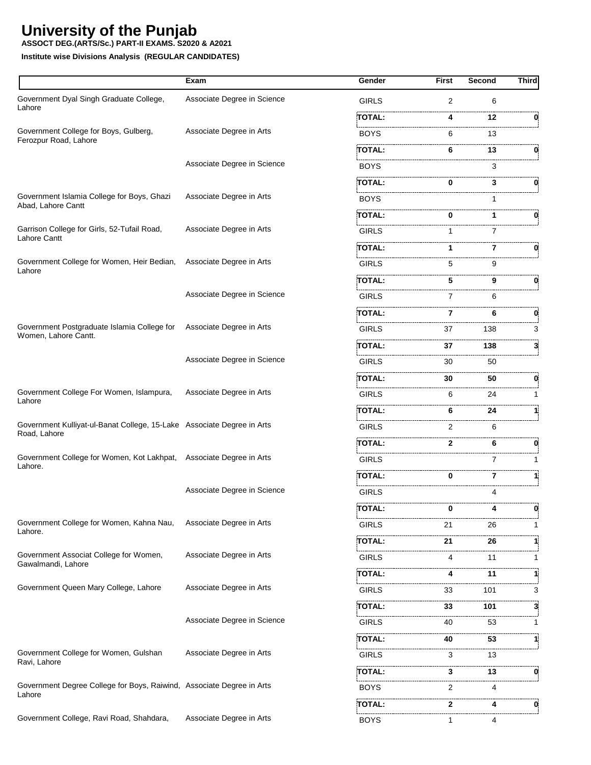# University of the Punjab

**ASSOCT DEG.(ARTS/Sc.) PART-II EXAMS. S2020 & A2021**

**Institute wise Divisions Analysis (REGULAR CANDIDATES)**

| | Exam | Gender | First | Second | Third |
|---|---|---|---|---|---|
| Government Dyal Singh Graduate College, Lahore | Associate Degree in Science | GIRLS | 2 | 6 | |
| | | **TOTAL:** | **4** | **12** | **0** |
| Government College for Boys, Gulberg, Ferozpur Road, Lahore | Associate Degree in Arts | BOYS | 6 | 13 | |
| | | **TOTAL:** | **6** | **13** | **0** |
| | Associate Degree in Science | BOYS | | 3 | |
| | | **TOTAL:** | **0** | **3** | **0** |
| Government Islamia College for Boys, Ghazi Abad, Lahore Cantt | Associate Degree in Arts | BOYS | | 1 | |
| | | **TOTAL:** | **0** | **1** | **0** |
| Garrison College for Girls, 52-Tufail Road, Lahore Cantt | Associate Degree in Arts | GIRLS | 1 | 7 | |
| | | **TOTAL:** | **1** | **7** | **0** |
| Government College for Women, Heir Bedian, Lahore | Associate Degree in Arts | GIRLS | 5 | 9 | |
| | | **TOTAL:** | **5** | **9** | **0** |
| | Associate Degree in Science | GIRLS | 7 | 6 | |
| | | **TOTAL:** | **7** | **6** | **0** |
| Government Postgraduate Islamia College for Women, Lahore Cantt. | Associate Degree in Arts | GIRLS | 37 | 138 | 3 |
| | | **TOTAL:** | **37** | **138** | **3** |
| | Associate Degree in Science | GIRLS | 30 | 50 | |
| | | **TOTAL:** | **30** | **50** | **0** |
| Government College For Women, Islampura, Lahore | Associate Degree in Arts | GIRLS | 6 | 24 | 1 |
| | | **TOTAL:** | **6** | **24** | **1** |
| Government Kulliyat-ul-Banat College, 15-Lake Road, Lahore | Associate Degree in Arts | GIRLS | 2 | 6 | |
| | | **TOTAL:** | **2** | **6** | **0** |
| Government College for Women, Kot Lakhpat, Lahore. | Associate Degree in Arts | GIRLS | | 7 | 1 |
| | | **TOTAL:** | **0** | **7** | **1** |
| | Associate Degree in Science | GIRLS | | 4 | |
| | | **TOTAL:** | **0** | **4** | **0** |
| Government College for Women, Kahna Nau, Lahore. | Associate Degree in Arts | GIRLS | 21 | 26 | 1 |
| | | **TOTAL:** | **21** | **26** | **1** |
| Government Associat College for Women, Gawalmandi, Lahore | Associate Degree in Arts | GIRLS | 4 | 11 | 1 |
| | | **TOTAL:** | **4** | **11** | **1** |
| Government Queen Mary College, Lahore | Associate Degree in Arts | GIRLS | 33 | 101 | 3 |
| | | **TOTAL:** | **33** | **101** | **3** |
| | Associate Degree in Science | GIRLS | 40 | 53 | 1 |
| | | **TOTAL:** | **40** | **53** | **1** |
| Government College for Women, Gulshan Ravi, Lahore | Associate Degree in Arts | GIRLS | 3 | 13 | |
| | | **TOTAL:** | **3** | **13** | **0** |
| Government Degree College for Boys, Raiwind, Lahore | Associate Degree in Arts | BOYS | 2 | 4 | |
| | | **TOTAL:** | **2** | **4** | **0** |
| Government College, Ravi Road, Shahdara, | Associate Degree in Arts | BOYS | 1 | 4 | |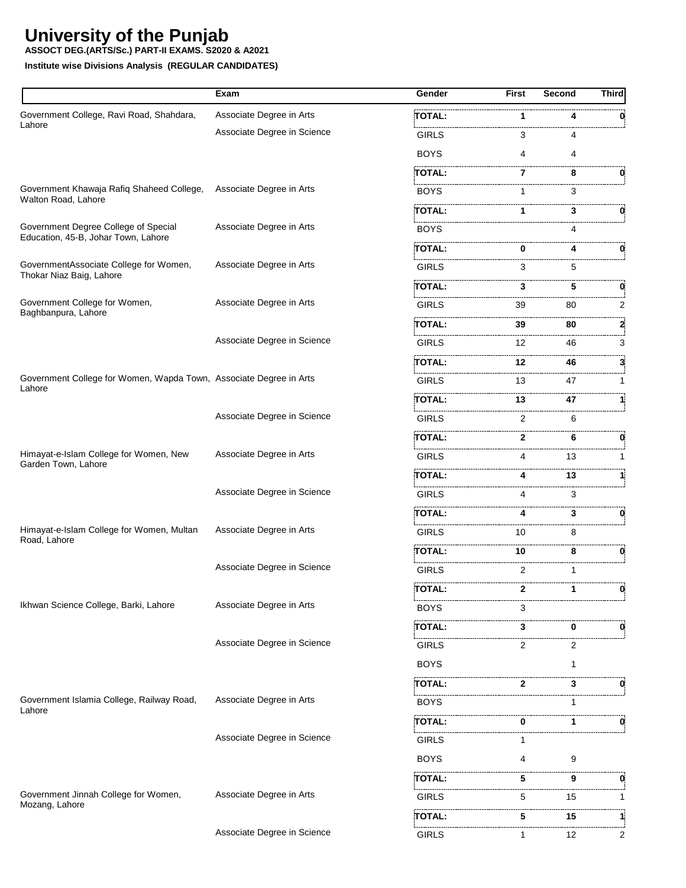# University of the Punjab

**ASSOCT DEG.(ARTS/Sc.) PART-II EXAMS. S2020 & A2021**

**Institute wise Divisions Analysis (REGULAR CANDIDATES)**

| | Exam | Gender | First | Second | Third |
|---|---|---|---|---|---|
| Government College, Ravi Road, Shahdara, Lahore | Associate Degree in Arts | **TOTAL:** | **1** | **4** | **0** |
| | Associate Degree in Science | GIRLS | 3 | 4 | |
| | | BOYS | 4 | 4 | |
| | | **TOTAL:** | **7** | **8** | **0** |
| Government Khawaja Rafiq Shaheed College, Walton Road, Lahore | Associate Degree in Arts | BOYS | 1 | 3 | |
| | | **TOTAL:** | **1** | **3** | **0** |
| Government Degree College of Special Education, 45-B, Johar Town, Lahore | Associate Degree in Arts | BOYS | | 4 | |
| | | **TOTAL:** | **0** | **4** | **0** |
| GovernmentAssociate College for Women, Thokar Niaz Baig, Lahore | Associate Degree in Arts | GIRLS | 3 | 5 | |
| | | **TOTAL:** | **3** | **5** | **0** |
| Government College for Women, Baghbanpura, Lahore | Associate Degree in Arts | GIRLS | 39 | 80 | 2 |
| | | **TOTAL:** | **39** | **80** | **2** |
| | Associate Degree in Science | GIRLS | 12 | 46 | 3 |
| | | **TOTAL:** | **12** | **46** | **3** |
| Government College for Women, Wapda Town, Lahore | Associate Degree in Arts | GIRLS | 13 | 47 | 1 |
| | | **TOTAL:** | **13** | **47** | **1** |
| | Associate Degree in Science | GIRLS | 2 | 6 | |
| | | **TOTAL:** | **2** | **6** | **0** |
| Himayat-e-Islam College for Women, New Garden Town, Lahore | Associate Degree in Arts | GIRLS | 4 | 13 | 1 |
| | | **TOTAL:** | **4** | **13** | **1** |
| | Associate Degree in Science | GIRLS | 4 | 3 | |
| | | **TOTAL:** | **4** | **3** | **0** |
| Himayat-e-Islam College for Women, Multan Road, Lahore | Associate Degree in Arts | GIRLS | 10 | 8 | |
| | | **TOTAL:** | **10** | **8** | **0** |
| | Associate Degree in Science | GIRLS | 2 | 1 | |
| | | **TOTAL:** | **2** | **1** | **0** |
| Ikhwan Science College, Barki, Lahore | Associate Degree in Arts | BOYS | 3 | | |
| | | **TOTAL:** | **3** | **0** | **0** |
| | Associate Degree in Science | GIRLS | 2 | 2 | |
| | | BOYS | | 1 | |
| | | **TOTAL:** | **2** | **3** | **0** |
| Government Islamia College, Railway Road, Lahore | Associate Degree in Arts | BOYS | | 1 | |
| | | **TOTAL:** | **0** | **1** | **0** |
| | Associate Degree in Science | GIRLS | 1 | | |
| | | BOYS | 4 | 9 | |
| | | **TOTAL:** | **5** | **9** | **0** |
| Government Jinnah College for Women, Mozang, Lahore | Associate Degree in Arts | GIRLS | 5 | 15 | 1 |
| | | **TOTAL:** | **5** | **15** | **1** |
| | Associate Degree in Science | GIRLS | 1 | 12 | 2 |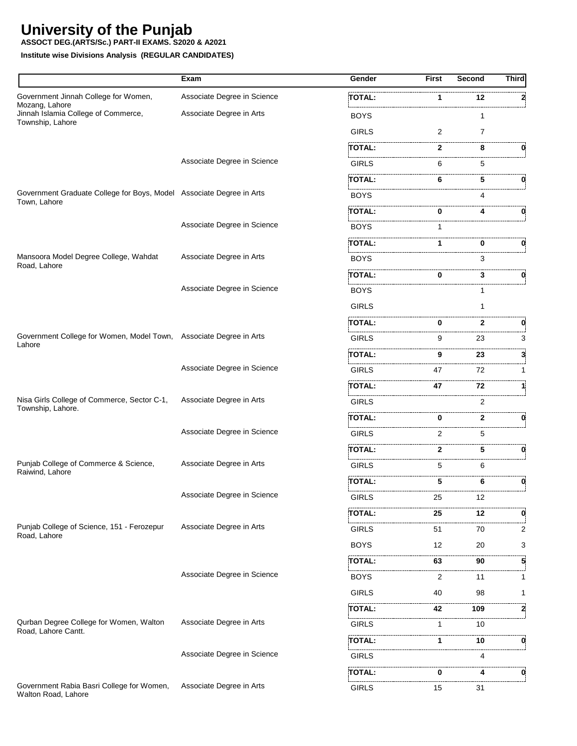# University of the Punjab

**ASSOCT DEG.(ARTS/Sc.) PART-II EXAMS. S2020 & A2021**

**Institute wise Divisions Analysis (REGULAR CANDIDATES)**

| | Exam | Gender | First | Second | Third |
|---|---|---|---|---|---|
| Government Jinnah College for Women, Mozang, Lahore | Associate Degree in Science | **TOTAL:** | **1** | **12** | **2** |
| Jinnah Islamia College of Commerce, Township, Lahore | Associate Degree in Arts | BOYS | | 1 | |
| | | GIRLS | 2 | 7 | |
| | | **TOTAL:** | **2** | **8** | **0** |
| | Associate Degree in Science | GIRLS | 6 | 5 | |
| | | **TOTAL:** | **6** | **5** | **0** |
| Government Graduate College for Boys, Model Town, Lahore | Associate Degree in Arts | BOYS | | 4 | |
| | | **TOTAL:** | **0** | **4** | **0** |
| | Associate Degree in Science | BOYS | 1 | | |
| | | **TOTAL:** | **1** | **0** | **0** |
| Mansoora Model Degree College, Wahdat Road, Lahore | Associate Degree in Arts | BOYS | | 3 | |
| | | **TOTAL:** | **0** | **3** | **0** |
| | Associate Degree in Science | BOYS | | 1 | |
| | | GIRLS | | 1 | |
| | | **TOTAL:** | **0** | **2** | **0** |
| Government College for Women, Model Town, Lahore | Associate Degree in Arts | GIRLS | 9 | 23 | 3 |
| | | **TOTAL:** | **9** | **23** | **3** |
| | Associate Degree in Science | GIRLS | 47 | 72 | 1 |
| | | **TOTAL:** | **47** | **72** | **1** |
| Nisa Girls College of Commerce, Sector C-1, Township, Lahore. | Associate Degree in Arts | GIRLS | | 2 | |
| | | **TOTAL:** | **0** | **2** | **0** |
| | Associate Degree in Science | GIRLS | 2 | 5 | |
| | | **TOTAL:** | **2** | **5** | **0** |
| Punjab College of Commerce & Science, Raiwind, Lahore | Associate Degree in Arts | GIRLS | 5 | 6 | |
| | | **TOTAL:** | **5** | **6** | **0** |
| | Associate Degree in Science | GIRLS | 25 | 12 | |
| | | **TOTAL:** | **25** | **12** | **0** |
| Punjab College of Science, 151 - Ferozepur Road, Lahore | Associate Degree in Arts | GIRLS | 51 | 70 | 2 |
| | | BOYS | 12 | 20 | 3 |
| | | **TOTAL:** | **63** | **90** | **5** |
| | Associate Degree in Science | BOYS | 2 | 11 | 1 |
| | | GIRLS | 40 | 98 | 1 |
| | | **TOTAL:** | **42** | **109** | **2** |
| Qurban Degree College for Women, Walton Road, Lahore Cantt. | Associate Degree in Arts | GIRLS | 1 | 10 | |
| | | **TOTAL:** | **1** | **10** | **0** |
| | Associate Degree in Science | GIRLS | | 4 | |
| | | **TOTAL:** | **0** | **4** | **0** |
| Government Rabia Basri College for Women, Walton Road, Lahore | Associate Degree in Arts | GIRLS | 15 | 31 | |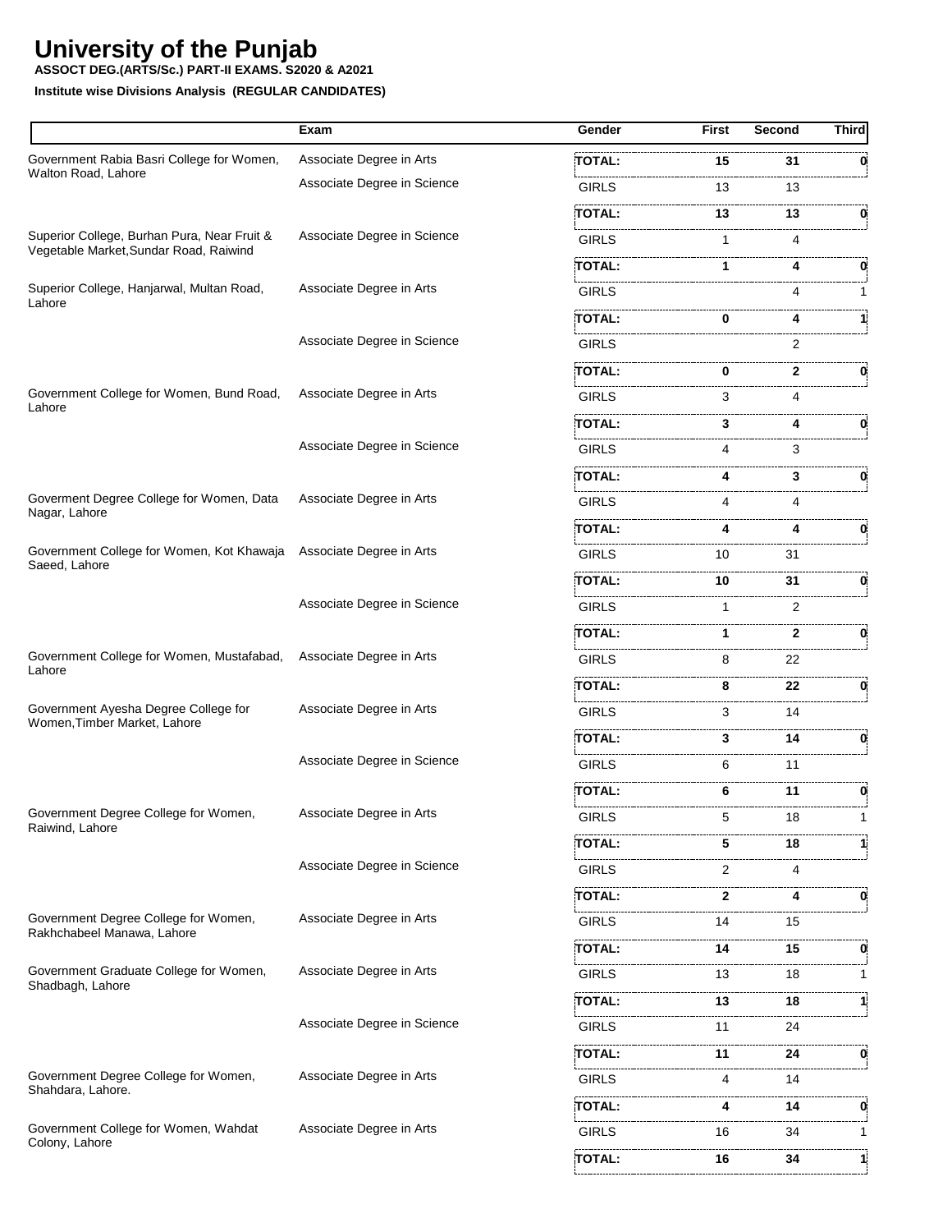# University of the Punjab

**ASSOCT DEG.(ARTS/Sc.) PART-II EXAMS. S2020 & A2021**

**Institute wise Divisions Analysis (REGULAR CANDIDATES)**

| | Exam | Gender | First | Second | Third |
|---|---|---|---|---|---|
| Government Rabia Basri College for Women, Walton Road, Lahore | Associate Degree in Arts | **TOTAL:** | **15** | **31** | **0** |
| | Associate Degree in Science | GIRLS | 13 | 13 | |
| | | **TOTAL:** | **13** | **13** | **0** |
| Superior College, Burhan Pura, Near Fruit & Vegetable Market,Sundar Road, Raiwind | Associate Degree in Science | GIRLS | 1 | 4 | |
| | | **TOTAL:** | **1** | **4** | **0** |
| Superior College, Hanjarwal, Multan Road, Lahore | Associate Degree in Arts | GIRLS | | 4 | 1 |
| | | **TOTAL:** | **0** | **4** | **1** |
| | Associate Degree in Science | GIRLS | | 2 | |
| | | **TOTAL:** | **0** | **2** | **0** |
| Government College for Women, Bund Road, Lahore | Associate Degree in Arts | GIRLS | 3 | 4 | |
| | | **TOTAL:** | **3** | **4** | **0** |
| | Associate Degree in Science | GIRLS | 4 | 3 | |
| | | **TOTAL:** | **4** | **3** | **0** |
| Goverment Degree College for Women, Data Nagar, Lahore | Associate Degree in Arts | GIRLS | 4 | 4 | |
| | | **TOTAL:** | **4** | **4** | **0** |
| Government College for Women, Kot Khawaja Saeed, Lahore | Associate Degree in Arts | GIRLS | 10 | 31 | |
| | | **TOTAL:** | **10** | **31** | **0** |
| | Associate Degree in Science | GIRLS | 1 | 2 | |
| | | **TOTAL:** | **1** | **2** | **0** |
| Government College for Women, Mustafabad, Lahore | Associate Degree in Arts | GIRLS | 8 | 22 | |
| | | **TOTAL:** | **8** | **22** | **0** |
| Government Ayesha Degree College for Women,Timber Market, Lahore | Associate Degree in Arts | GIRLS | 3 | 14 | |
| | | **TOTAL:** | **3** | **14** | **0** |
| | Associate Degree in Science | GIRLS | 6 | 11 | |
| | | **TOTAL:** | **6** | **11** | **0** |
| Government Degree College for Women, Raiwind, Lahore | Associate Degree in Arts | GIRLS | 5 | 18 | 1 |
| | | **TOTAL:** | **5** | **18** | **1** |
| | Associate Degree in Science | GIRLS | 2 | 4 | |
| | | **TOTAL:** | **2** | **4** | **0** |
| Government Degree College for Women, Rakhchabeel Manawa, Lahore | Associate Degree in Arts | GIRLS | 14 | 15 | |
| | | **TOTAL:** | **14** | **15** | **0** |
| Government Graduate College for Women, Shadbagh, Lahore | Associate Degree in Arts | GIRLS | 13 | 18 | 1 |
| | | **TOTAL:** | **13** | **18** | **1** |
| | Associate Degree in Science | GIRLS | 11 | 24 | |
| | | **TOTAL:** | **11** | **24** | **0** |
| Government Degree College for Women, Shahdara, Lahore. | Associate Degree in Arts | GIRLS | 4 | 14 | |
| | | **TOTAL:** | **4** | **14** | **0** |
| Government College for Women, Wahdat Colony, Lahore | Associate Degree in Arts | GIRLS | 16 | 34 | 1 |
| | | **TOTAL:** | **16** | **34** | **1** |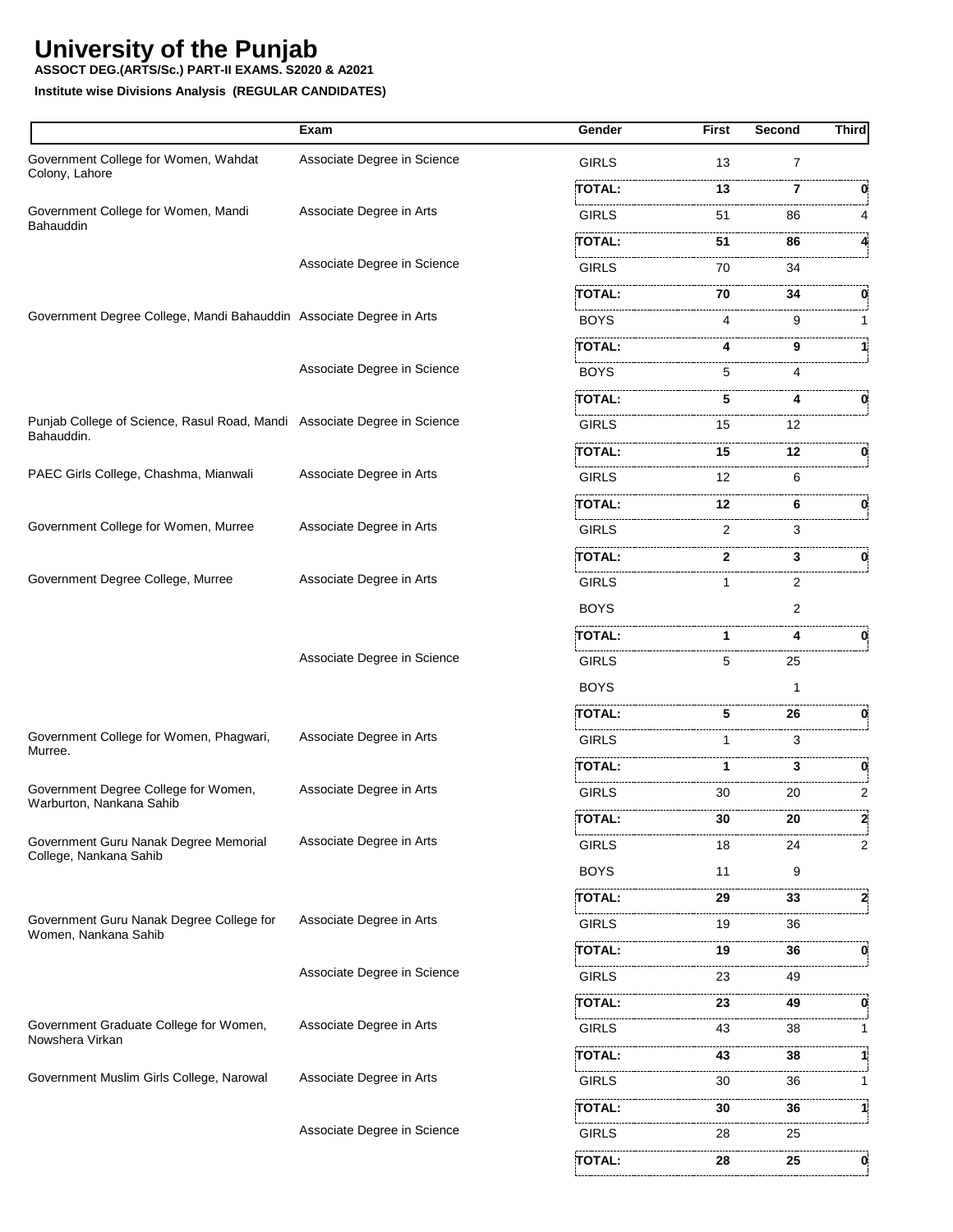# University of the Punjab

**ASSOCT DEG.(ARTS/Sc.) PART-II EXAMS. S2020 & A2021**

**Institute wise Divisions Analysis (REGULAR CANDIDATES)**

| | Exam | Gender | First | Second | Third |
|---|---|---|---|---|---|
| Government College for Women, Wahdat Colony, Lahore | Associate Degree in Science | GIRLS | 13 | 7 | |
| | | **TOTAL:** | **13** | **7** | **0** |
| Government College for Women, Mandi Bahauddin | Associate Degree in Arts | GIRLS | 51 | 86 | 4 |
| | | **TOTAL:** | **51** | **86** | **4** |
| | Associate Degree in Science | GIRLS | 70 | 34 | |
| | | **TOTAL:** | **70** | **34** | **0** |
| Government Degree College, Mandi Bahauddin | Associate Degree in Arts | BOYS | 4 | 9 | 1 |
| | | **TOTAL:** | **4** | **9** | **1** |
| | Associate Degree in Science | BOYS | 5 | 4 | |
| | | **TOTAL:** | **5** | **4** | **0** |
| Punjab College of Science, Rasul Road, Mandi Bahauddin. | Associate Degree in Science | GIRLS | 15 | 12 | |
| | | **TOTAL:** | **15** | **12** | **0** |
| PAEC Girls College, Chashma, Mianwali | Associate Degree in Arts | GIRLS | 12 | 6 | |
| | | **TOTAL:** | **12** | **6** | **0** |
| Government College for Women, Murree | Associate Degree in Arts | GIRLS | 2 | 3 | |
| | | **TOTAL:** | **2** | **3** | **0** |
| Government Degree College, Murree | Associate Degree in Arts | GIRLS | 1 | 2 | |
| | | BOYS | | 2 | |
| | | **TOTAL:** | **1** | **4** | **0** |
| | Associate Degree in Science | GIRLS | 5 | 25 | |
| | | BOYS | | 1 | |
| | | **TOTAL:** | **5** | **26** | **0** |
| Government College for Women, Phagwari, Murree. | Associate Degree in Arts | GIRLS | 1 | 3 | |
| | | **TOTAL:** | **1** | **3** | **0** |
| Government Degree College for Women, Warburton, Nankana Sahib | Associate Degree in Arts | GIRLS | 30 | 20 | 2 |
| | | **TOTAL:** | **30** | **20** | **2** |
| Government Guru Nanak Degree Memorial College, Nankana Sahib | Associate Degree in Arts | GIRLS | 18 | 24 | 2 |
| | | BOYS | 11 | 9 | |
| | | **TOTAL:** | **29** | **33** | **2** |
| Government Guru Nanak Degree College for Women, Nankana Sahib | Associate Degree in Arts | GIRLS | 19 | 36 | |
| | | **TOTAL:** | **19** | **36** | **0** |
| | Associate Degree in Science | GIRLS | 23 | 49 | |
| | | **TOTAL:** | **23** | **49** | **0** |
| Government Graduate College for Women, Nowshera Virkan | Associate Degree in Arts | GIRLS | 43 | 38 | 1 |
| | | **TOTAL:** | **43** | **38** | **1** |
| Government Muslim Girls College, Narowal | Associate Degree in Arts | GIRLS | 30 | 36 | 1 |
| | | **TOTAL:** | **30** | **36** | **1** |
| | Associate Degree in Science | GIRLS | 28 | 25 | |
| | | **TOTAL:** | **28** | **25** | **0** |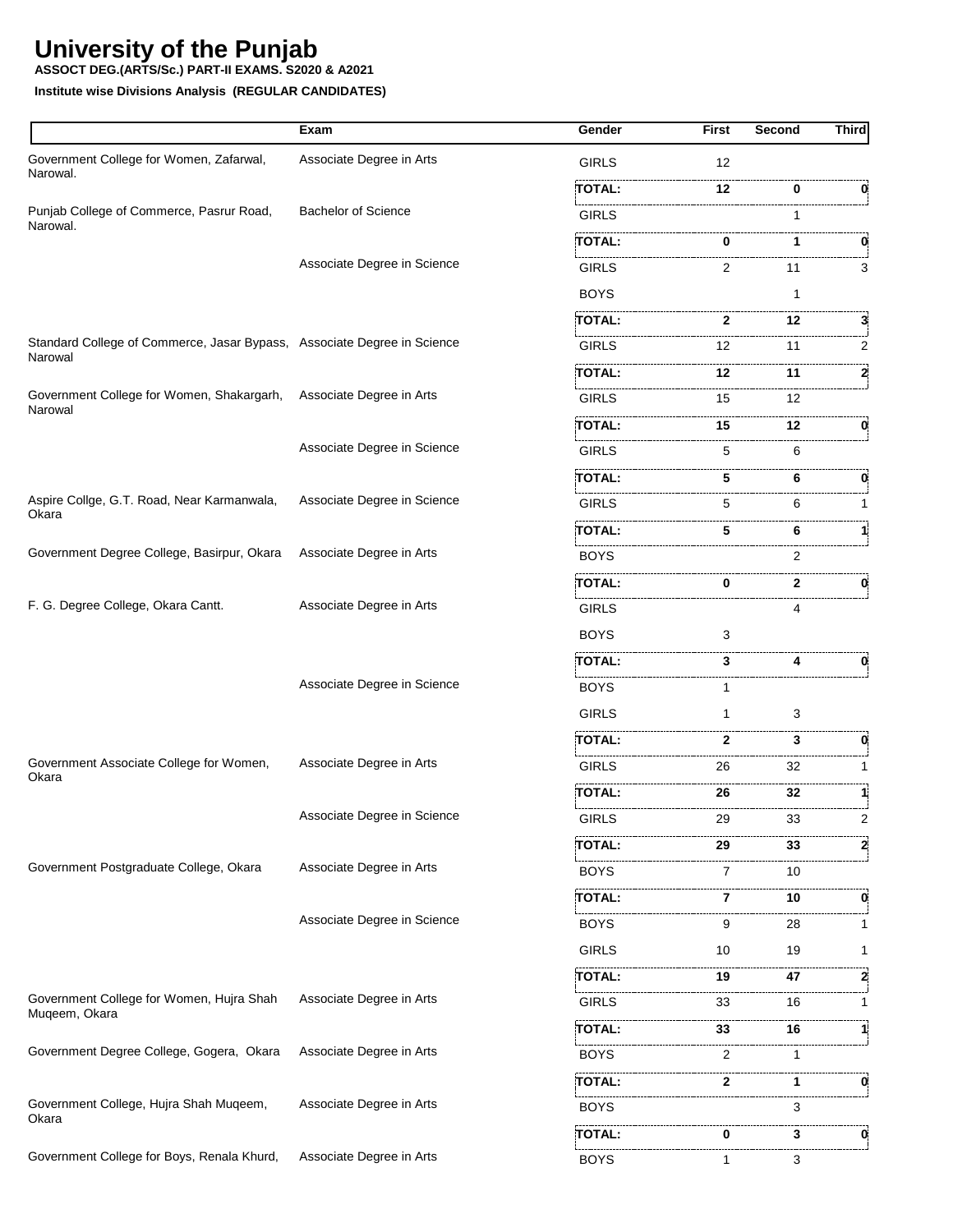# University of the Punjab

**ASSOCT DEG.(ARTS/Sc.) PART-II EXAMS. S2020 & A2021**

**Institute wise Divisions Analysis (REGULAR CANDIDATES)**

| | Exam | Gender | First | Second | Third |
|---|---|---|---|---|---|
| Government College for Women, Zafarwal, Narowal. | Associate Degree in Arts | GIRLS | 12 | | |
| | | **TOTAL:** | **12** | **0** | **0** |
| Punjab College of Commerce, Pasrur Road, Narowal. | Bachelor of Science | GIRLS | | 1 | |
| | | **TOTAL:** | **0** | **1** | **0** |
| | Associate Degree in Science | GIRLS | 2 | 11 | 3 |
| | | BOYS | | 1 | |
| | | **TOTAL:** | **2** | **12** | **3** |
| Standard College of Commerce, Jasar Bypass, Narowal | Associate Degree in Science | GIRLS | 12 | 11 | 2 |
| | | **TOTAL:** | **12** | **11** | **2** |
| Government College for Women, Shakargarh, Narowal | Associate Degree in Arts | GIRLS | 15 | 12 | |
| | | **TOTAL:** | **15** | **12** | **0** |
| | Associate Degree in Science | GIRLS | 5 | 6 | |
| | | **TOTAL:** | **5** | **6** | **0** |
| Aspire Collge, G.T. Road, Near Karmanwala, Okara | Associate Degree in Science | GIRLS | 5 | 6 | 1 |
| | | **TOTAL:** | **5** | **6** | **1** |
| Government Degree College, Basirpur, Okara | Associate Degree in Arts | BOYS | | 2 | |
| | | **TOTAL:** | **0** | **2** | **0** |
| F. G. Degree College, Okara Cantt. | Associate Degree in Arts | GIRLS | | 4 | |
| | | BOYS | 3 | | |
| | | **TOTAL:** | **3** | **4** | **0** |
| | Associate Degree in Science | BOYS | 1 | | |
| | | GIRLS | 1 | 3 | |
| | | **TOTAL:** | **2** | **3** | **0** |
| Government Associate College for Women, Okara | Associate Degree in Arts | GIRLS | 26 | 32 | 1 |
| | | **TOTAL:** | **26** | **32** | **1** |
| | Associate Degree in Science | GIRLS | 29 | 33 | 2 |
| | | **TOTAL:** | **29** | **33** | **2** |
| Government Postgraduate College, Okara | Associate Degree in Arts | BOYS | 7 | 10 | |
| | | **TOTAL:** | **7** | **10** | **0** |
| | Associate Degree in Science | BOYS | 9 | 28 | 1 |
| | | GIRLS | 10 | 19 | 1 |
| | | **TOTAL:** | **19** | **47** | **2** |
| Government College for Women, Hujra Shah Muqeem, Okara | Associate Degree in Arts | GIRLS | 33 | 16 | 1 |
| | | **TOTAL:** | **33** | **16** | **1** |
| Government Degree College, Gogera, Okara | Associate Degree in Arts | BOYS | 2 | 1 | |
| | | **TOTAL:** | **2** | **1** | **0** |
| Government College, Hujra Shah Muqeem, Okara | Associate Degree in Arts | BOYS | | 3 | |
| | | **TOTAL:** | **0** | **3** | **0** |
| Government College for Boys, Renala Khurd, | Associate Degree in Arts | BOYS | 1 | 3 | |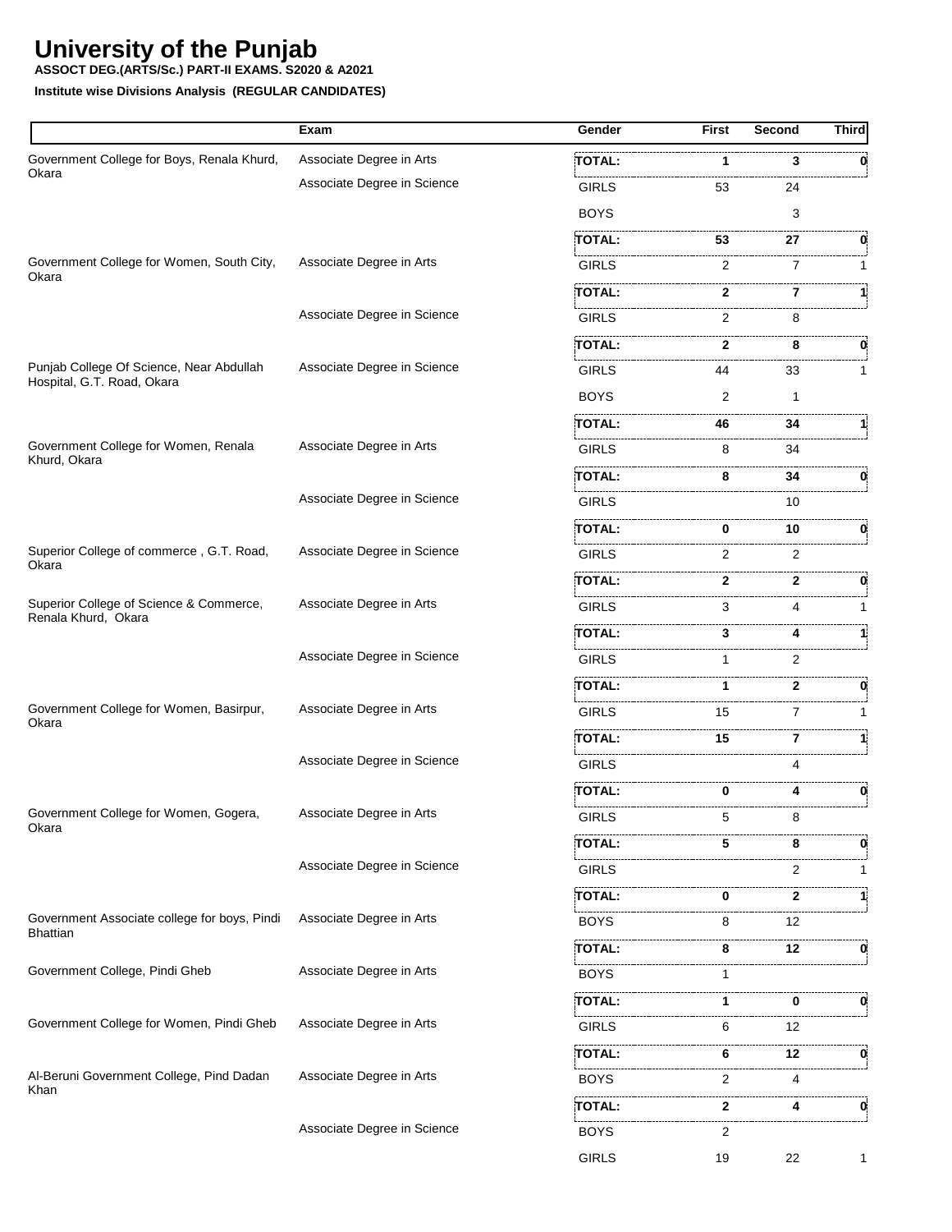# University of the Punjab

**ASSOCT DEG.(ARTS/Sc.) PART-II EXAMS. S2020 & A2021**

**Institute wise Divisions Analysis (REGULAR CANDIDATES)**

| | Exam | Gender | First | Second | Third |
|---|---|---|---|---|---|
| Government College for Boys, Renala Khurd, Okara | Associate Degree in Arts | **TOTAL:** | **1** | **3** | **0** |
| | Associate Degree in Science | GIRLS | 53 | 24 | |
| | | BOYS | | 3 | |
| | | **TOTAL:** | **53** | **27** | **0** |
| Government College for Women, South City, Okara | Associate Degree in Arts | GIRLS | 2 | 7 | 1 |
| | | **TOTAL:** | **2** | **7** | **1** |
| | Associate Degree in Science | GIRLS | 2 | 8 | |
| | | **TOTAL:** | **2** | **8** | **0** |
| Punjab College Of Science, Near Abdullah Hospital, G.T. Road, Okara | Associate Degree in Science | GIRLS | 44 | 33 | 1 |
| | | BOYS | 2 | 1 | |
| | | **TOTAL:** | **46** | **34** | **1** |
| Government College for Women, Renala Khurd, Okara | Associate Degree in Arts | GIRLS | 8 | 34 | |
| | | **TOTAL:** | **8** | **34** | **0** |
| | Associate Degree in Science | GIRLS | | 10 | |
| | | **TOTAL:** | **0** | **10** | **0** |
| Superior College of commerce , G.T. Road, Okara | Associate Degree in Science | GIRLS | 2 | 2 | |
| | | **TOTAL:** | **2** | **2** | **0** |
| Superior College of Science & Commerce, Renala Khurd, Okara | Associate Degree in Arts | GIRLS | 3 | 4 | 1 |
| | | **TOTAL:** | **3** | **4** | **1** |
| | Associate Degree in Science | GIRLS | 1 | 2 | |
| | | **TOTAL:** | **1** | **2** | **0** |
| Government College for Women, Basirpur, Okara | Associate Degree in Arts | GIRLS | 15 | 7 | 1 |
| | | **TOTAL:** | **15** | **7** | **1** |
| | Associate Degree in Science | GIRLS | | 4 | |
| | | **TOTAL:** | **0** | **4** | **0** |
| Government College for Women, Gogera, Okara | Associate Degree in Arts | GIRLS | 5 | 8 | |
| | | **TOTAL:** | **5** | **8** | **0** |
| | Associate Degree in Science | GIRLS | | 2 | 1 |
| | | **TOTAL:** | **0** | **2** | **1** |
| Government Associate college for boys, Pindi Bhattian | Associate Degree in Arts | BOYS | 8 | 12 | |
| | | **TOTAL:** | **8** | **12** | **0** |
| Government College, Pindi Gheb | Associate Degree in Arts | BOYS | 1 | | |
| | | **TOTAL:** | **1** | **0** | **0** |
| Government College for Women, Pindi Gheb | Associate Degree in Arts | GIRLS | 6 | 12 | |
| | | **TOTAL:** | **6** | **12** | **0** |
| Al-Beruni Government College, Pind Dadan Khan | Associate Degree in Arts | BOYS | 2 | 4 | |
| | | **TOTAL:** | **2** | **4** | **0** |
| | Associate Degree in Science | BOYS | 2 | | |
| | | GIRLS | 19 | 22 | 1 |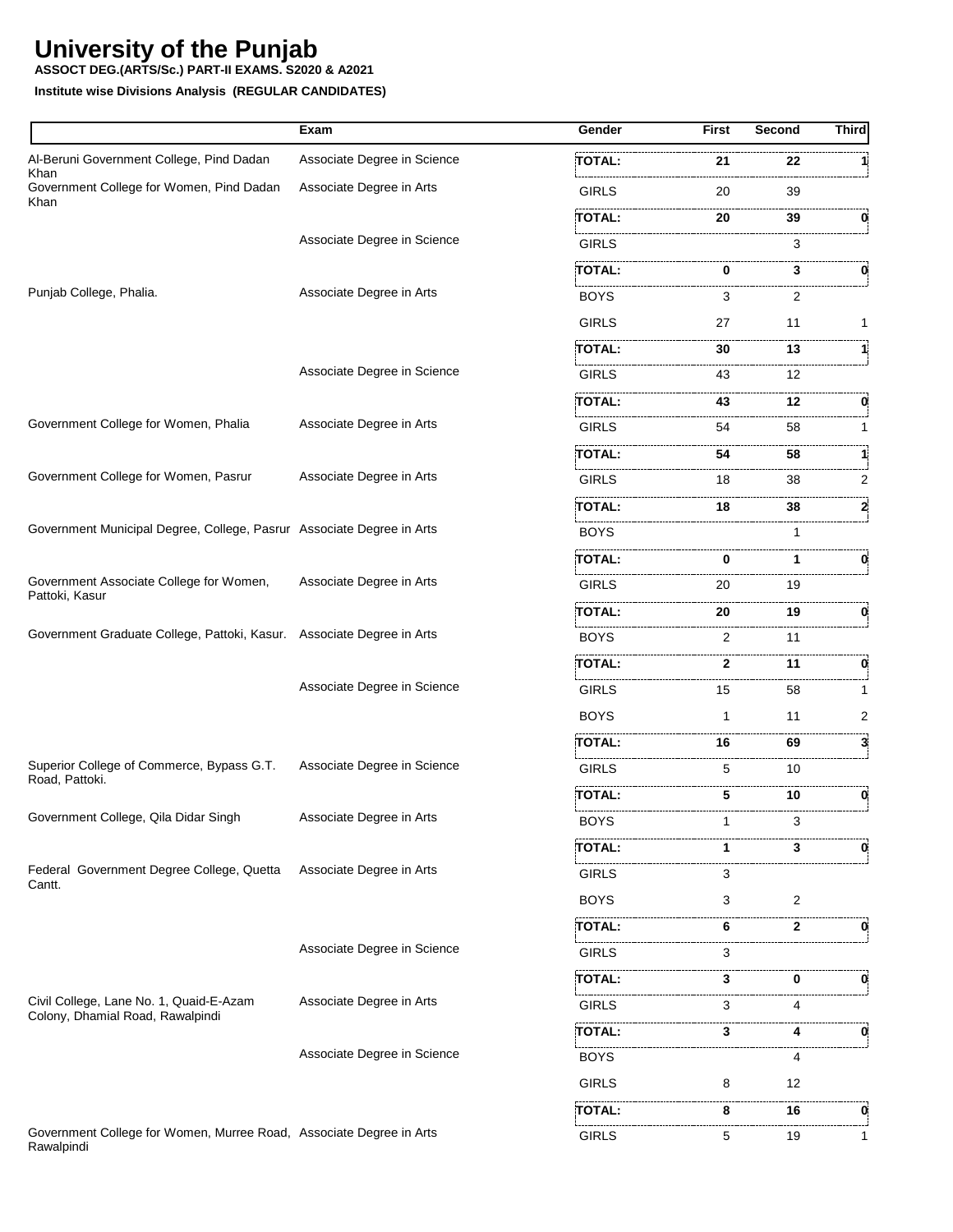# University of the Punjab

**ASSOCT DEG.(ARTS/Sc.) PART-II EXAMS. S2020 & A2021**

**Institute wise Divisions Analysis (REGULAR CANDIDATES)**

| | Exam | Gender | First | Second | Third |
|---|---|---|---|---|---|
| Al-Beruni Government College, Pind Dadan Khan | Associate Degree in Science | **TOTAL:** | **21** | **22** | **1** |
| Government College for Women, Pind Dadan Khan | Associate Degree in Arts | GIRLS | 20 | 39 | |
| | | **TOTAL:** | **20** | **39** | **0** |
| | Associate Degree in Science | GIRLS | | 3 | |
| | | **TOTAL:** | **0** | **3** | **0** |
| Punjab College, Phalia. | Associate Degree in Arts | BOYS | 3 | 2 | |
| | | GIRLS | 27 | 11 | 1 |
| | | **TOTAL:** | **30** | **13** | **1** |
| | Associate Degree in Science | GIRLS | 43 | 12 | |
| | | **TOTAL:** | **43** | **12** | **0** |
| Government College for Women, Phalia | Associate Degree in Arts | GIRLS | 54 | 58 | 1 |
| | | **TOTAL:** | **54** | **58** | **1** |
| Government College for Women, Pasrur | Associate Degree in Arts | GIRLS | 18 | 38 | 2 |
| | | **TOTAL:** | **18** | **38** | **2** |
| Government Municipal Degree, College, Pasrur | Associate Degree in Arts | BOYS | | 1 | |
| | | **TOTAL:** | **0** | **1** | **0** |
| Government Associate College for Women, Pattoki, Kasur | Associate Degree in Arts | GIRLS | 20 | 19 | |
| | | **TOTAL:** | **20** | **19** | **0** |
| Government Graduate College, Pattoki, Kasur. | Associate Degree in Arts | BOYS | 2 | 11 | |
| | | **TOTAL:** | **2** | **11** | **0** |
| | Associate Degree in Science | GIRLS | 15 | 58 | 1 |
| | | BOYS | 1 | 11 | 2 |
| | | **TOTAL:** | **16** | **69** | **3** |
| Superior College of Commerce, Bypass G.T. Road, Pattoki. | Associate Degree in Science | GIRLS | 5 | 10 | |
| | | **TOTAL:** | **5** | **10** | **0** |
| Government College, Qila Didar Singh | Associate Degree in Arts | BOYS | 1 | 3 | |
| | | **TOTAL:** | **1** | **3** | **0** |
| Federal Government Degree College, Quetta Cantt. | Associate Degree in Arts | GIRLS | 3 | | |
| | | BOYS | 3 | 2 | |
| | | **TOTAL:** | **6** | **2** | **0** |
| | Associate Degree in Science | GIRLS | 3 | | |
| | | **TOTAL:** | **3** | **0** | **0** |
| Civil College, Lane No. 1, Quaid-E-Azam Colony, Dhamial Road, Rawalpindi | Associate Degree in Arts | GIRLS | 3 | 4 | |
| | | **TOTAL:** | **3** | **4** | **0** |
| | Associate Degree in Science | BOYS | | 4 | |
| | | GIRLS | 8 | 12 | |
| | | **TOTAL:** | **8** | **16** | **0** |
| Government College for Women, Murree Road, Rawalpindi | Associate Degree in Arts | GIRLS | 5 | 19 | 1 |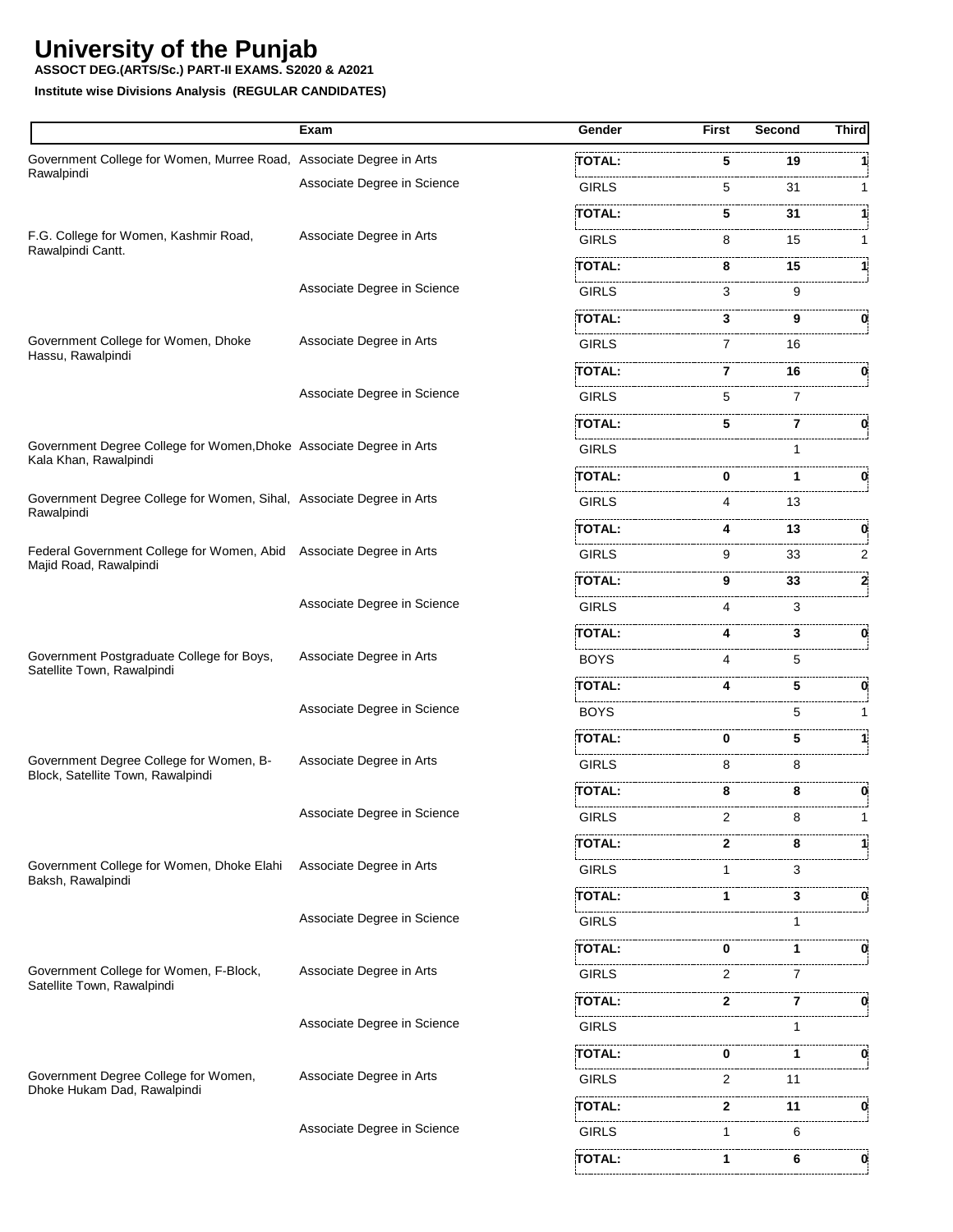# University of the Punjab

**ASSOCT DEG.(ARTS/Sc.) PART-II EXAMS. S2020 & A2021**

**Institute wise Divisions Analysis (REGULAR CANDIDATES)**

| | Exam | Gender | First | Second | Third |
|---|---|---|---|---|---|
| Government College for Women, Murree Road, Rawalpindi | Associate Degree in Arts | **TOTAL:** | **5** | **19** | **1** |
| | Associate Degree in Science | GIRLS | 5 | 31 | 1 |
| | | **TOTAL:** | **5** | **31** | **1** |
| F.G. College for Women, Kashmir Road, Rawalpindi Cantt. | Associate Degree in Arts | GIRLS | 8 | 15 | 1 |
| | | **TOTAL:** | **8** | **15** | **1** |
| | Associate Degree in Science | GIRLS | 3 | 9 | |
| | | **TOTAL:** | **3** | **9** | **0** |
| Government College for Women, Dhoke Hassu, Rawalpindi | Associate Degree in Arts | GIRLS | 7 | 16 | |
| | | **TOTAL:** | **7** | **16** | **0** |
| | Associate Degree in Science | GIRLS | 5 | 7 | |
| | | **TOTAL:** | **5** | **7** | **0** |
| Government Degree College for Women,Dhoke Kala Khan, Rawalpindi | Associate Degree in Arts | GIRLS | | 1 | |
| | | **TOTAL:** | **0** | **1** | **0** |
| Government Degree College for Women, Sihal, Rawalpindi | Associate Degree in Arts | GIRLS | 4 | 13 | |
| | | **TOTAL:** | **4** | **13** | **0** |
| Federal Government College for Women, Abid Majid Road, Rawalpindi | Associate Degree in Arts | GIRLS | 9 | 33 | 2 |
| | | **TOTAL:** | **9** | **33** | **2** |
| | Associate Degree in Science | GIRLS | 4 | 3 | |
| | | **TOTAL:** | **4** | **3** | **0** |
| Government Postgraduate College for Boys, Satellite Town, Rawalpindi | Associate Degree in Arts | BOYS | 4 | 5 | |
| | | **TOTAL:** | **4** | **5** | **0** |
| | Associate Degree in Science | BOYS | | 5 | 1 |
| | | **TOTAL:** | **0** | **5** | **1** |
| Government Degree College for Women, B-Block, Satellite Town, Rawalpindi | Associate Degree in Arts | GIRLS | 8 | 8 | |
| | | **TOTAL:** | **8** | **8** | **0** |
| | Associate Degree in Science | GIRLS | 2 | 8 | 1 |
| | | **TOTAL:** | **2** | **8** | **1** |
| Government College for Women, Dhoke Elahi Baksh, Rawalpindi | Associate Degree in Arts | GIRLS | 1 | 3 | |
| | | **TOTAL:** | **1** | **3** | **0** |
| | Associate Degree in Science | GIRLS | | 1 | |
| | | **TOTAL:** | **0** | **1** | **0** |
| Government College for Women, F-Block, Satellite Town, Rawalpindi | Associate Degree in Arts | GIRLS | 2 | 7 | |
| | | **TOTAL:** | **2** | **7** | **0** |
| | Associate Degree in Science | GIRLS | | 1 | |
| | | **TOTAL:** | **0** | **1** | **0** |
| Government Degree College for Women, Dhoke Hukam Dad, Rawalpindi | Associate Degree in Arts | GIRLS | 2 | 11 | |
| | | **TOTAL:** | **2** | **11** | **0** |
| | Associate Degree in Science | GIRLS | 1 | 6 | |
| | | **TOTAL:** | **1** | **6** | **0** |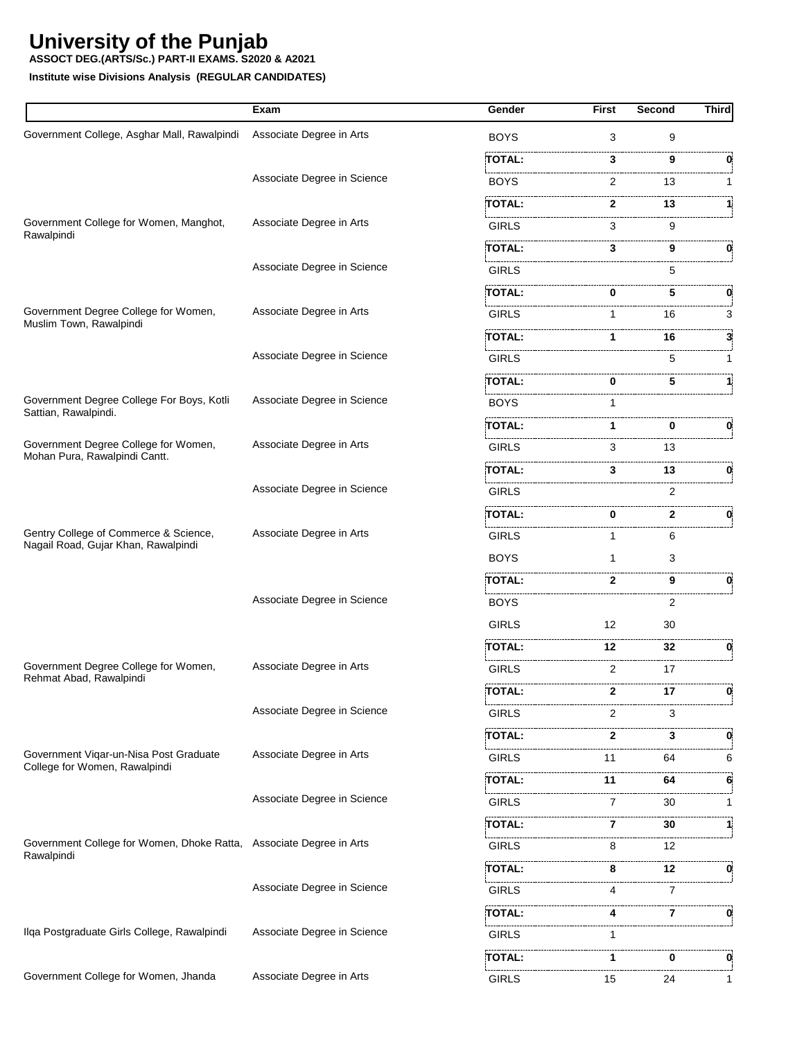# University of the Punjab

**ASSOCT DEG.(ARTS/Sc.) PART-II EXAMS. S2020 & A2021**

**Institute wise Divisions Analysis (REGULAR CANDIDATES)**

| | Exam | Gender | First | Second | Third |
|---|---|---|---|---|---|
| Government College, Asghar Mall, Rawalpindi | Associate Degree in Arts | BOYS | 3 | 9 | |
| | | **TOTAL:** | **3** | **9** | **0** |
| | Associate Degree in Science | BOYS | 2 | 13 | 1 |
| | | **TOTAL:** | **2** | **13** | **1** |
| Government College for Women, Manghot, Rawalpindi | Associate Degree in Arts | GIRLS | 3 | 9 | |
| | | **TOTAL:** | **3** | **9** | **0** |
| | Associate Degree in Science | GIRLS | | 5 | |
| | | **TOTAL:** | **0** | **5** | **0** |
| Government Degree College for Women, Muslim Town, Rawalpindi | Associate Degree in Arts | GIRLS | 1 | 16 | 3 |
| | | **TOTAL:** | **1** | **16** | **3** |
| | Associate Degree in Science | GIRLS | | 5 | 1 |
| | | **TOTAL:** | **0** | **5** | **1** |
| Government Degree College For Boys, Kotli Sattian, Rawalpindi. | Associate Degree in Science | BOYS | 1 | | |
| | | **TOTAL:** | **1** | **0** | **0** |
| Government Degree College for Women, Mohan Pura, Rawalpindi Cantt. | Associate Degree in Arts | GIRLS | 3 | 13 | |
| | | **TOTAL:** | **3** | **13** | **0** |
| | Associate Degree in Science | GIRLS | | 2 | |
| | | **TOTAL:** | **0** | **2** | **0** |
| Gentry College of Commerce & Science, Nagail Road, Gujar Khan, Rawalpindi | Associate Degree in Arts | GIRLS | 1 | 6 | |
| | | BOYS | 1 | 3 | |
| | | **TOTAL:** | **2** | **9** | **0** |
| | Associate Degree in Science | BOYS | | 2 | |
| | | GIRLS | 12 | 30 | |
| | | **TOTAL:** | **12** | **32** | **0** |
| Government Degree College for Women, Rehmat Abad, Rawalpindi | Associate Degree in Arts | GIRLS | 2 | 17 | |
| | | **TOTAL:** | **2** | **17** | **0** |
| | Associate Degree in Science | GIRLS | 2 | 3 | |
| | | **TOTAL:** | **2** | **3** | **0** |
| Government Viqar-un-Nisa Post Graduate College for Women, Rawalpindi | Associate Degree in Arts | GIRLS | 11 | 64 | 6 |
| | | **TOTAL:** | **11** | **64** | **6** |
| | Associate Degree in Science | GIRLS | 7 | 30 | 1 |
| | | **TOTAL:** | **7** | **30** | **1** |
| Government College for Women, Dhoke Ratta, Rawalpindi | Associate Degree in Arts | GIRLS | 8 | 12 | |
| | | **TOTAL:** | **8** | **12** | **0** |
| | Associate Degree in Science | GIRLS | 4 | 7 | |
| | | **TOTAL:** | **4** | **7** | **0** |
| Ilqa Postgraduate Girls College, Rawalpindi | Associate Degree in Science | GIRLS | 1 | | |
| | | **TOTAL:** | **1** | **0** | **0** |
| Government College for Women, Jhanda | Associate Degree in Arts | GIRLS | 15 | 24 | 1 |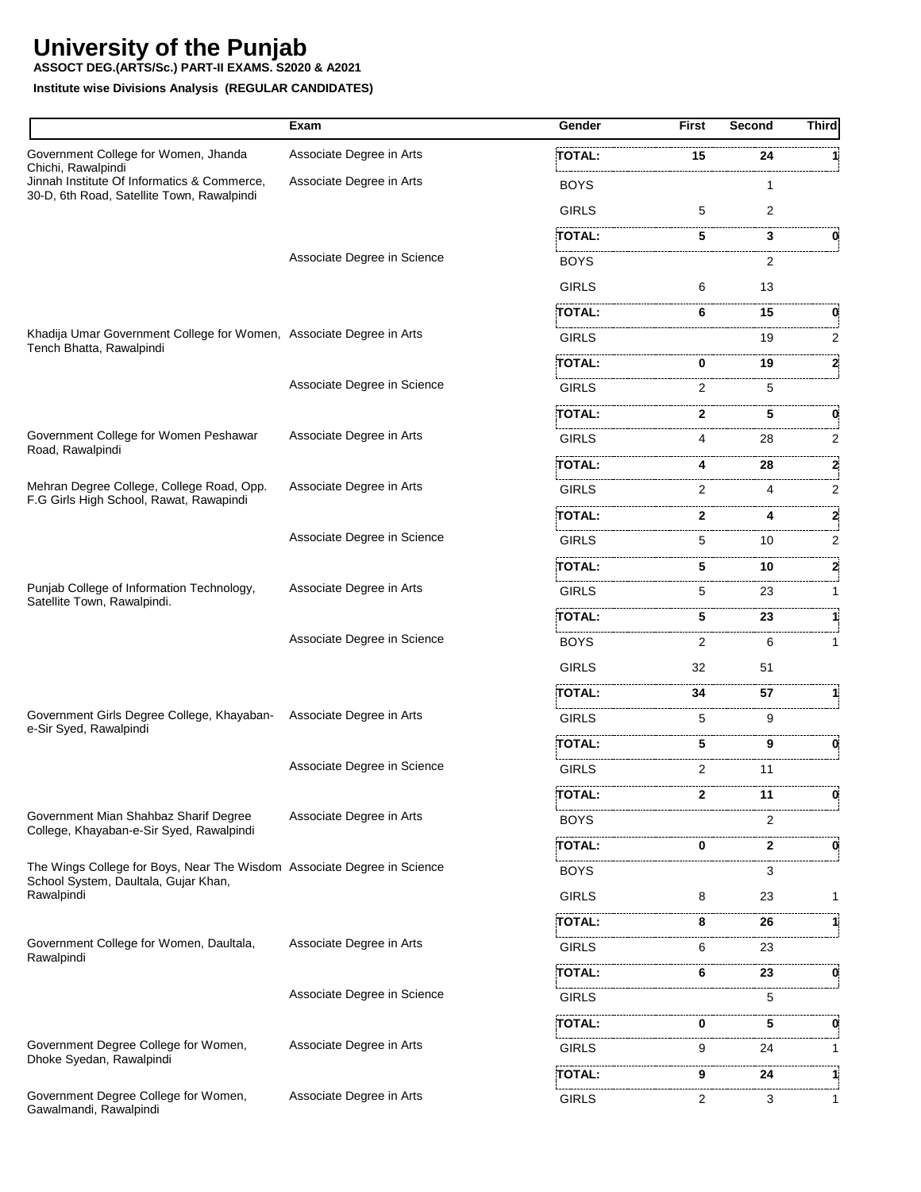# University of the Punjab

**ASSOCT DEG.(ARTS/Sc.) PART-II EXAMS. S2020 & A2021**

**Institute wise Divisions Analysis (REGULAR CANDIDATES)**

| | Exam | Gender | First | Second | Third |
|---|---|---|---|---|---|
| Government College for Women, Jhanda Chichi, Rawalpindi | Associate Degree in Arts | **TOTAL:** | **15** | **24** | **1** |
| Jinnah Institute Of Informatics & Commerce, 30-D, 6th Road, Satellite Town, Rawalpindi | Associate Degree in Arts | BOYS | | 1 | |
| | | GIRLS | 5 | 2 | |
| | | **TOTAL:** | **5** | **3** | **0** |
| | Associate Degree in Science | BOYS | | 2 | |
| | | GIRLS | 6 | 13 | |
| | | **TOTAL:** | **6** | **15** | **0** |
| Khadija Umar Government College for Women, Tench Bhatta, Rawalpindi | Associate Degree in Arts | GIRLS | | 19 | 2 |
| | | **TOTAL:** | **0** | **19** | **2** |
| | Associate Degree in Science | GIRLS | 2 | 5 | |
| | | **TOTAL:** | **2** | **5** | **0** |
| Government College for Women Peshawar Road, Rawalpindi | Associate Degree in Arts | GIRLS | 4 | 28 | 2 |
| | | **TOTAL:** | **4** | **28** | **2** |
| Mehran Degree College, College Road, Opp. F.G Girls High School, Rawat, Rawapindi | Associate Degree in Arts | GIRLS | 2 | 4 | 2 |
| | | **TOTAL:** | **2** | **4** | **2** |
| | Associate Degree in Science | GIRLS | 5 | 10 | 2 |
| | | **TOTAL:** | **5** | **10** | **2** |
| Punjab College of Information Technology, Satellite Town, Rawalpindi. | Associate Degree in Arts | GIRLS | 5 | 23 | 1 |
| | | **TOTAL:** | **5** | **23** | **1** |
| | Associate Degree in Science | BOYS | 2 | 6 | 1 |
| | | GIRLS | 32 | 51 | |
| | | **TOTAL:** | **34** | **57** | **1** |
| Government Girls Degree College, Khayaban-e-Sir Syed, Rawalpindi | Associate Degree in Arts | GIRLS | 5 | 9 | |
| | | **TOTAL:** | **5** | **9** | **0** |
| | Associate Degree in Science | GIRLS | 2 | 11 | |
| | | **TOTAL:** | **2** | **11** | **0** |
| Government Mian Shahbaz Sharif Degree College, Khayaban-e-Sir Syed, Rawalpindi | Associate Degree in Arts | BOYS | | 2 | |
| | | **TOTAL:** | **0** | **2** | **0** |
| The Wings College for Boys, Near The Wisdom School System, Daultala, Gujar Khan, Rawalpindi | Associate Degree in Science | BOYS | | 3 | |
| | | GIRLS | 8 | 23 | 1 |
| | | **TOTAL:** | **8** | **26** | **1** |
| Government College for Women, Daultala, Rawalpindi | Associate Degree in Arts | GIRLS | 6 | 23 | |
| | | **TOTAL:** | **6** | **23** | **0** |
| | Associate Degree in Science | GIRLS | | 5 | |
| | | **TOTAL:** | **0** | **5** | **0** |
| Government Degree College for Women, Dhoke Syedan, Rawalpindi | Associate Degree in Arts | GIRLS | 9 | 24 | 1 |
| | | **TOTAL:** | **9** | **24** | **1** |
| Government Degree College for Women, Gawalmandi, Rawalpindi | Associate Degree in Arts | GIRLS | 2 | 3 | 1 |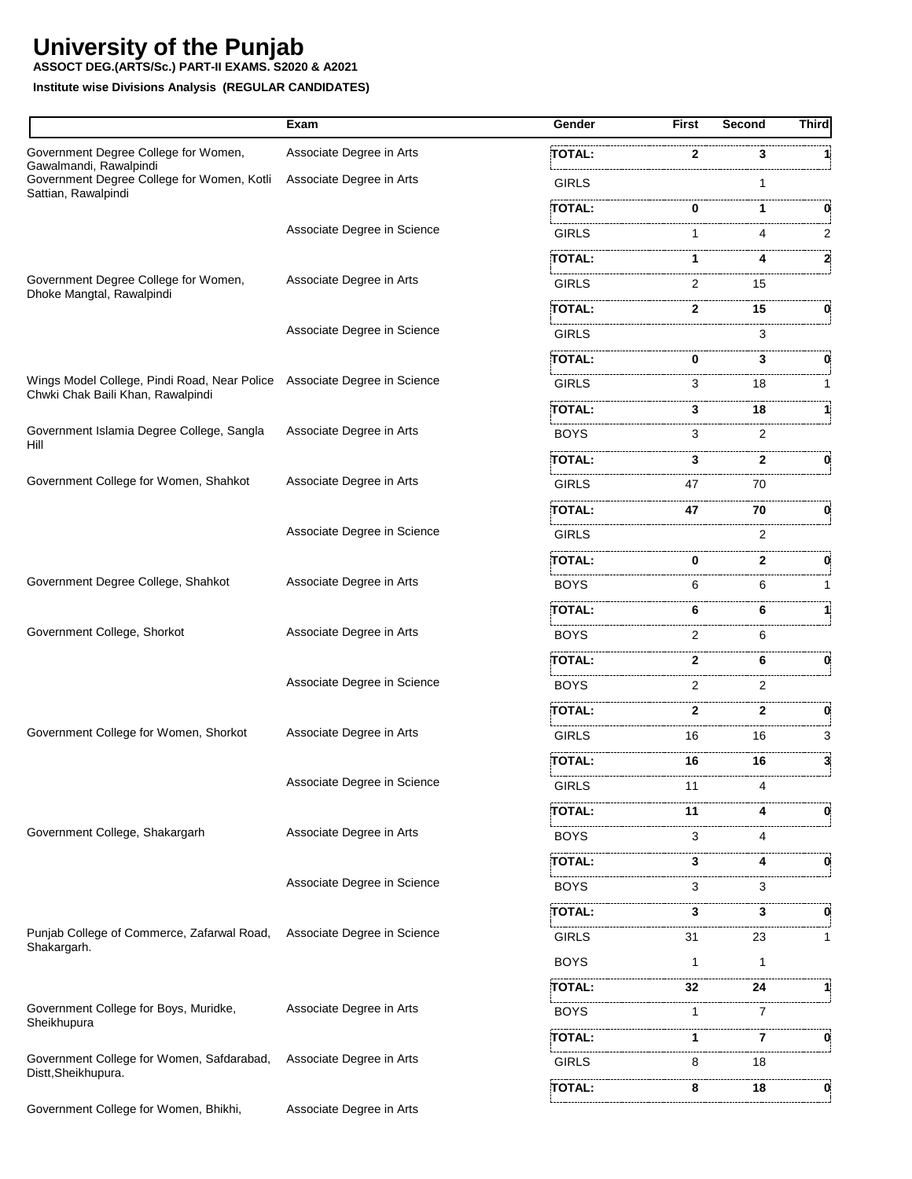# University of the Punjab

**ASSOCT DEG.(ARTS/Sc.) PART-II EXAMS. S2020 & A2021**

**Institute wise Divisions Analysis (REGULAR CANDIDATES)**

| | Exam | Gender | First | Second | Third |
|---|---|---|---|---|---|
| Government Degree College for Women, Gawalmandi, Rawalpindi | Associate Degree in Arts | **TOTAL:** | **2** | **3** | **1** |
| Government Degree College for Women, Kotli Sattian, Rawalpindi | Associate Degree in Arts | GIRLS | | 1 | |
| | | **TOTAL:** | **0** | **1** | **0** |
| | Associate Degree in Science | GIRLS | 1 | 4 | 2 |
| | | **TOTAL:** | **1** | **4** | **2** |
| Government Degree College for Women, Dhoke Mangtal, Rawalpindi | Associate Degree in Arts | GIRLS | 2 | 15 | |
| | | **TOTAL:** | **2** | **15** | **0** |
| | Associate Degree in Science | GIRLS | | 3 | |
| | | **TOTAL:** | **0** | **3** | **0** |
| Wings Model College, Pindi Road, Near Police Chwki Chak Baili Khan, Rawalpindi | Associate Degree in Science | GIRLS | 3 | 18 | 1 |
| | | **TOTAL:** | **3** | **18** | **1** |
| Government Islamia Degree College, Sangla Hill | Associate Degree in Arts | BOYS | 3 | 2 | |
| | | **TOTAL:** | **3** | **2** | **0** |
| Government College for Women, Shahkot | Associate Degree in Arts | GIRLS | 47 | 70 | |
| | | **TOTAL:** | **47** | **70** | **0** |
| | Associate Degree in Science | GIRLS | | 2 | |
| | | **TOTAL:** | **0** | **2** | **0** |
| Government Degree College, Shahkot | Associate Degree in Arts | BOYS | 6 | 6 | 1 |
| | | **TOTAL:** | **6** | **6** | **1** |
| Government College, Shorkot | Associate Degree in Arts | BOYS | 2 | 6 | |
| | | **TOTAL:** | **2** | **6** | **0** |
| | Associate Degree in Science | BOYS | 2 | 2 | |
| | | **TOTAL:** | **2** | **2** | **0** |
| Government College for Women, Shorkot | Associate Degree in Arts | GIRLS | 16 | 16 | 3 |
| | | **TOTAL:** | **16** | **16** | **3** |
| | Associate Degree in Science | GIRLS | 11 | 4 | |
| | | **TOTAL:** | **11** | **4** | **0** |
| Government College, Shakargarh | Associate Degree in Arts | BOYS | 3 | 4 | |
| | | **TOTAL:** | **3** | **4** | **0** |
| | Associate Degree in Science | BOYS | 3 | 3 | |
| | | **TOTAL:** | **3** | **3** | **0** |
| Punjab College of Commerce, Zafarwal Road, Shakargarh. | Associate Degree in Science | GIRLS | 31 | 23 | 1 |
| | | BOYS | 1 | 1 | |
| | | **TOTAL:** | **32** | **24** | **1** |
| Government College for Boys, Muridke, Sheikhupura | Associate Degree in Arts | BOYS | 1 | 7 | |
| | | **TOTAL:** | **1** | **7** | **0** |
| Government College for Women, Safdarabad, Distt,Sheikhupura. | Associate Degree in Arts | GIRLS | 8 | 18 | |
| | | **TOTAL:** | **8** | **18** | **0** |
| Government College for Women, Bhikhi, | Associate Degree in Arts | | | | |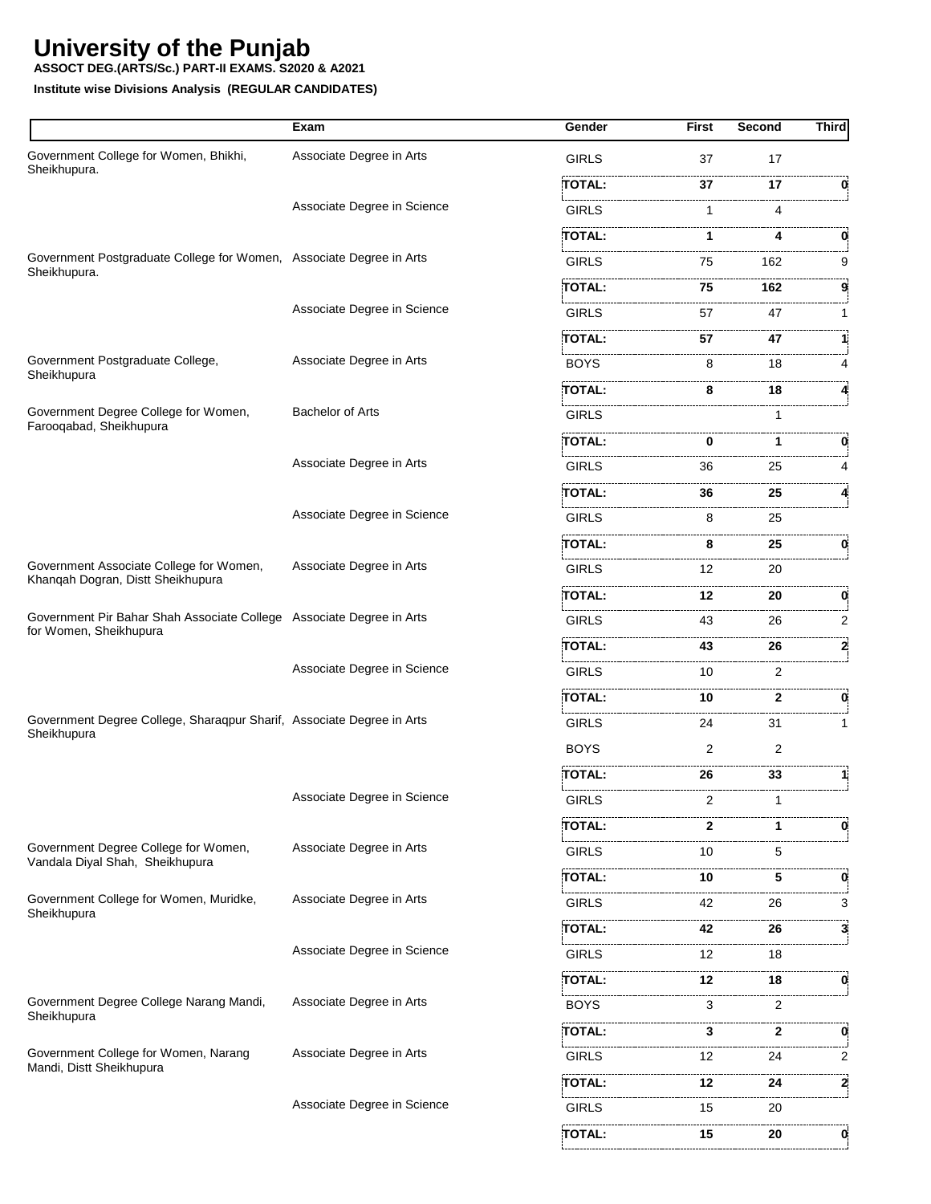# University of the Punjab

**ASSOCT DEG.(ARTS/Sc.) PART-II EXAMS. S2020 & A2021**

**Institute wise Divisions Analysis (REGULAR CANDIDATES)**

| | Exam | Gender | First | Second | Third |
|---|---|---|---|---|---|
| Government College for Women, Bhikhi, Sheikhupura. | Associate Degree in Arts | GIRLS | 37 | 17 | |
| | | **TOTAL:** | **37** | **17** | **0** |
| | Associate Degree in Science | GIRLS | 1 | 4 | |
| | | **TOTAL:** | **1** | **4** | **0** |
| Government Postgraduate College for Women, Sheikhupura. | Associate Degree in Arts | GIRLS | 75 | 162 | 9 |
| | | **TOTAL:** | **75** | **162** | **9** |
| | Associate Degree in Science | GIRLS | 57 | 47 | 1 |
| | | **TOTAL:** | **57** | **47** | **1** |
| Government Postgraduate College, Sheikhupura | Associate Degree in Arts | BOYS | 8 | 18 | 4 |
| | | **TOTAL:** | **8** | **18** | **4** |
| Government Degree College for Women, Farooqabad, Sheikhupura | Bachelor of Arts | GIRLS | | 1 | |
| | | **TOTAL:** | **0** | **1** | **0** |
| | Associate Degree in Arts | GIRLS | 36 | 25 | 4 |
| | | **TOTAL:** | **36** | **25** | **4** |
| | Associate Degree in Science | GIRLS | 8 | 25 | |
| | | **TOTAL:** | **8** | **25** | **0** |
| Government Associate College for Women, Khanqah Dogran, Distt Sheikhupura | Associate Degree in Arts | GIRLS | 12 | 20 | |
| | | **TOTAL:** | **12** | **20** | **0** |
| Government Pir Bahar Shah Associate College for Women, Sheikhupura | Associate Degree in Arts | GIRLS | 43 | 26 | 2 |
| | | **TOTAL:** | **43** | **26** | **2** |
| | Associate Degree in Science | GIRLS | 10 | 2 | |
| | | **TOTAL:** | **10** | **2** | **0** |
| Government Degree College, Sharaqpur Sharif, Sheikhupura | Associate Degree in Arts | GIRLS | 24 | 31 | 1 |
| | | BOYS | 2 | 2 | |
| | | **TOTAL:** | **26** | **33** | **1** |
| | Associate Degree in Science | GIRLS | 2 | 1 | |
| | | **TOTAL:** | **2** | **1** | **0** |
| Government Degree College for Women, Vandala Diyal Shah, Sheikhupura | Associate Degree in Arts | GIRLS | 10 | 5 | |
| | | **TOTAL:** | **10** | **5** | **0** |
| Government College for Women, Muridke, Sheikhupura | Associate Degree in Arts | GIRLS | 42 | 26 | 3 |
| | | **TOTAL:** | **42** | **26** | **3** |
| | Associate Degree in Science | GIRLS | 12 | 18 | |
| | | **TOTAL:** | **12** | **18** | **0** |
| Government Degree College Narang Mandi, Sheikhupura | Associate Degree in Arts | BOYS | 3 | 2 | |
| | | **TOTAL:** | **3** | **2** | **0** |
| Government College for Women, Narang Mandi, Distt Sheikhupura | Associate Degree in Arts | GIRLS | 12 | 24 | 2 |
| | | **TOTAL:** | **12** | **24** | **2** |
| | Associate Degree in Science | GIRLS | 15 | 20 | |
| | | **TOTAL:** | **15** | **20** | **0** |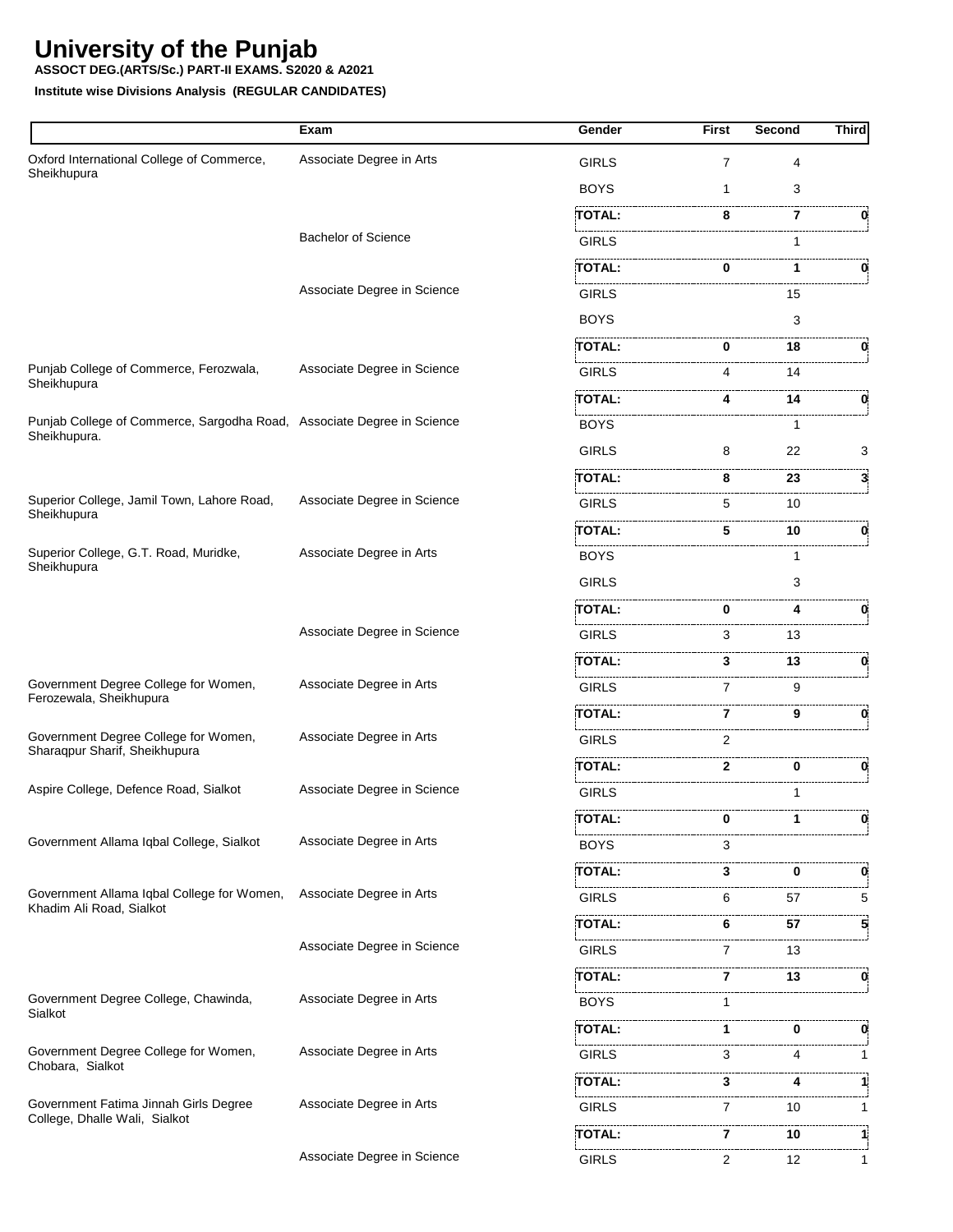# University of the Punjab

**ASSOCT DEG.(ARTS/Sc.) PART-II EXAMS. S2020 & A2021**

**Institute wise Divisions Analysis (REGULAR CANDIDATES)**

| | Exam | Gender | First | Second | Third |
|---|---|---|---|---|---|
| Oxford International College of Commerce, Sheikhupura | Associate Degree in Arts | GIRLS | 7 | 4 | |
| | | BOYS | 1 | 3 | |
| | | **TOTAL:** | **8** | **7** | **0** |
| | Bachelor of Science | GIRLS | | 1 | |
| | | **TOTAL:** | **0** | **1** | **0** |
| | Associate Degree in Science | GIRLS | | 15 | |
| | | BOYS | | 3 | |
| | | **TOTAL:** | **0** | **18** | **0** |
| Punjab College of Commerce, Ferozwala, Sheikhupura | Associate Degree in Science | GIRLS | 4 | 14 | |
| | | **TOTAL:** | **4** | **14** | **0** |
| Punjab College of Commerce, Sargodha Road, Sheikhupura. | Associate Degree in Science | BOYS | | 1 | |
| | | GIRLS | 8 | 22 | 3 |
| | | **TOTAL:** | **8** | **23** | **3** |
| Superior College, Jamil Town, Lahore Road, Sheikhupura | Associate Degree in Science | GIRLS | 5 | 10 | |
| | | **TOTAL:** | **5** | **10** | **0** |
| Superior College, G.T. Road, Muridke, Sheikhupura | Associate Degree in Arts | BOYS | | 1 | |
| | | GIRLS | | 3 | |
| | | **TOTAL:** | **0** | **4** | **0** |
| | Associate Degree in Science | GIRLS | 3 | 13 | |
| | | **TOTAL:** | **3** | **13** | **0** |
| Government Degree College for Women, Ferozewala, Sheikhupura | Associate Degree in Arts | GIRLS | 7 | 9 | |
| | | **TOTAL:** | **7** | **9** | **0** |
| Government Degree College for Women, Sharaqpur Sharif, Sheikhupura | Associate Degree in Arts | GIRLS | 2 | | |
| | | **TOTAL:** | **2** | **0** | **0** |
| Aspire College, Defence Road, Sialkot | Associate Degree in Science | GIRLS | | 1 | |
| | | **TOTAL:** | **0** | **1** | **0** |
| Government Allama Iqbal College, Sialkot | Associate Degree in Arts | BOYS | 3 | | |
| | | **TOTAL:** | **3** | **0** | **0** |
| Government Allama Iqbal College for Women, Khadim Ali Road, Sialkot | Associate Degree in Arts | GIRLS | 6 | 57 | 5 |
| | | **TOTAL:** | **6** | **57** | **5** |
| | Associate Degree in Science | GIRLS | 7 | 13 | |
| | | **TOTAL:** | **7** | **13** | **0** |
| Government Degree College, Chawinda, Sialkot | Associate Degree in Arts | BOYS | 1 | | |
| | | **TOTAL:** | **1** | **0** | **0** |
| Government Degree College for Women, Chobara, Sialkot | Associate Degree in Arts | GIRLS | 3 | 4 | 1 |
| | | **TOTAL:** | **3** | **4** | **1** |
| Government Fatima Jinnah Girls Degree College, Dhalle Wali, Sialkot | Associate Degree in Arts | GIRLS | 7 | 10 | 1 |
| | | **TOTAL:** | **7** | **10** | **1** |
| | Associate Degree in Science | GIRLS | 2 | 12 | 1 |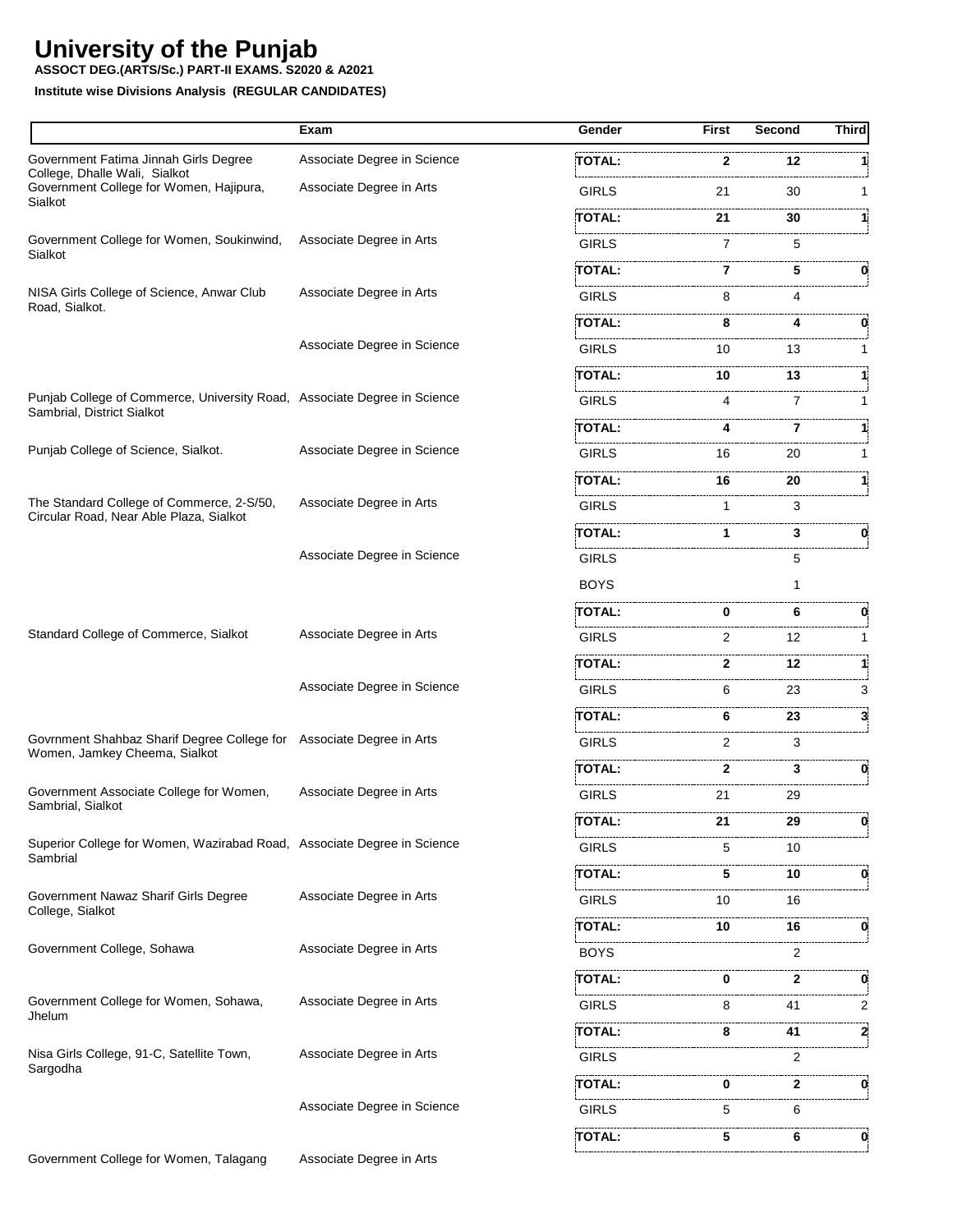# University of the Punjab

**ASSOCT DEG.(ARTS/Sc.) PART-II EXAMS. S2020 & A2021**

**Institute wise Divisions Analysis (REGULAR CANDIDATES)**

| | Exam | Gender | First | Second | Third |
|---|---|---|---|---|---|
| Government Fatima Jinnah Girls Degree College, Dhalle Wali, Sialkot | Associate Degree in Science | **TOTAL:** | **2** | **12** | **1** |
| Government College for Women, Hajipura, Sialkot | Associate Degree in Arts | GIRLS | 21 | 30 | 1 |
| | | **TOTAL:** | **21** | **30** | **1** |
| Government College for Women, Soukinwind, Sialkot | Associate Degree in Arts | GIRLS | 7 | 5 | |
| | | **TOTAL:** | **7** | **5** | **0** |
| NISA Girls College of Science, Anwar Club Road, Sialkot. | Associate Degree in Arts | GIRLS | 8 | 4 | |
| | | **TOTAL:** | **8** | **4** | **0** |
| | Associate Degree in Science | GIRLS | 10 | 13 | 1 |
| | | **TOTAL:** | **10** | **13** | **1** |
| Punjab College of Commerce, University Road, Sambrial, District Sialkot | Associate Degree in Science | GIRLS | 4 | 7 | 1 |
| | | **TOTAL:** | **4** | **7** | **1** |
| Punjab College of Science, Sialkot. | Associate Degree in Science | GIRLS | 16 | 20 | 1 |
| | | **TOTAL:** | **16** | **20** | **1** |
| The Standard College of Commerce, 2-S/50, Circular Road, Near Able Plaza, Sialkot | Associate Degree in Arts | GIRLS | 1 | 3 | |
| | | **TOTAL:** | **1** | **3** | **0** |
| | Associate Degree in Science | GIRLS | | 5 | |
| | | BOYS | | 1 | |
| | | **TOTAL:** | **0** | **6** | **0** |
| Standard College of Commerce, Sialkot | Associate Degree in Arts | GIRLS | 2 | 12 | 1 |
| | | **TOTAL:** | **2** | **12** | **1** |
| | Associate Degree in Science | GIRLS | 6 | 23 | 3 |
| | | **TOTAL:** | **6** | **23** | **3** |
| Govrnment Shahbaz Sharif Degree College for Women, Jamkey Cheema, Sialkot | Associate Degree in Arts | GIRLS | 2 | 3 | |
| | | **TOTAL:** | **2** | **3** | **0** |
| Government Associate College for Women, Sambrial, Sialkot | Associate Degree in Arts | GIRLS | 21 | 29 | |
| | | **TOTAL:** | **21** | **29** | **0** |
| Superior College for Women, Wazirabad Road, Sambrial | Associate Degree in Science | GIRLS | 5 | 10 | |
| | | **TOTAL:** | **5** | **10** | **0** |
| Government Nawaz Sharif Girls Degree College, Sialkot | Associate Degree in Arts | GIRLS | 10 | 16 | |
| | | **TOTAL:** | **10** | **16** | **0** |
| Government College, Sohawa | Associate Degree in Arts | BOYS | | 2 | |
| | | **TOTAL:** | **0** | **2** | **0** |
| Government College for Women, Sohawa, Jhelum | Associate Degree in Arts | GIRLS | 8 | 41 | 2 |
| | | **TOTAL:** | **8** | **41** | **2** |
| Nisa Girls College, 91-C, Satellite Town, Sargodha | Associate Degree in Arts | GIRLS | | 2 | |
| | | **TOTAL:** | **0** | **2** | **0** |
| | Associate Degree in Science | GIRLS | 5 | 6 | |
| | | **TOTAL:** | **5** | **6** | **0** |
| Government College for Women, Talagang | Associate Degree in Arts | | | | |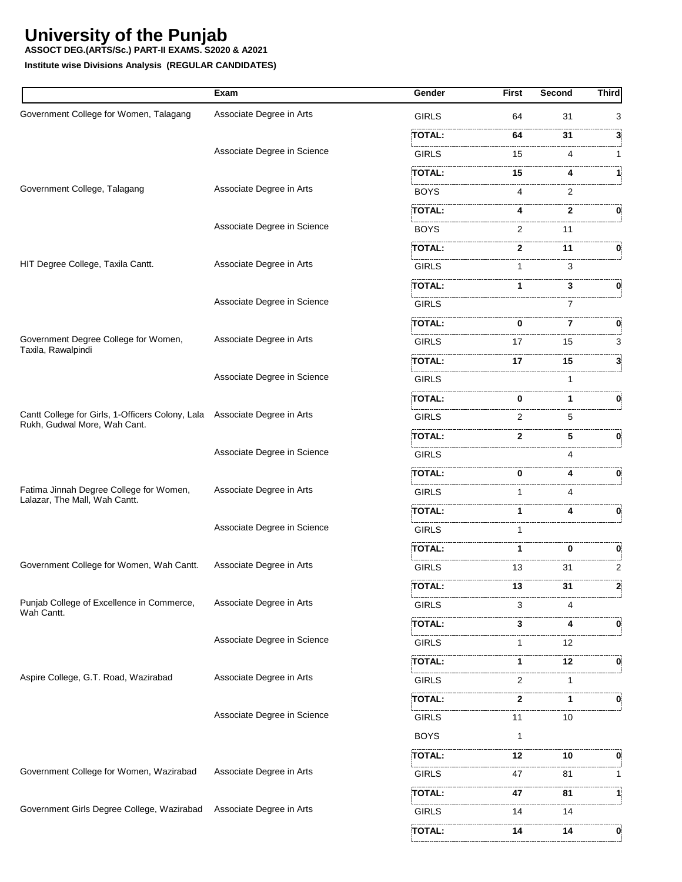# University of the Punjab

**ASSOCT DEG.(ARTS/Sc.) PART-II EXAMS. S2020 & A2021**

**Institute wise Divisions Analysis (REGULAR CANDIDATES)**

| | Exam | Gender | First | Second | Third |
|---|---|---|---|---|---|
| Government College for Women, Talagang | Associate Degree in Arts | GIRLS | 64 | 31 | 3 |
| | | **TOTAL:** | **64** | **31** | **3** |
| | Associate Degree in Science | GIRLS | 15 | 4 | 1 |
| | | **TOTAL:** | **15** | **4** | **1** |
| Government College, Talagang | Associate Degree in Arts | BOYS | 4 | 2 | |
| | | **TOTAL:** | **4** | **2** | **0** |
| | Associate Degree in Science | BOYS | 2 | 11 | |
| | | **TOTAL:** | **2** | **11** | **0** |
| HIT Degree College, Taxila Cantt. | Associate Degree in Arts | GIRLS | 1 | 3 | |
| | | **TOTAL:** | **1** | **3** | **0** |
| | Associate Degree in Science | GIRLS | | 7 | |
| | | **TOTAL:** | **0** | **7** | **0** |
| Government Degree College for Women, Taxila, Rawalpindi | Associate Degree in Arts | GIRLS | 17 | 15 | 3 |
| | | **TOTAL:** | **17** | **15** | **3** |
| | Associate Degree in Science | GIRLS | | 1 | |
| | | **TOTAL:** | **0** | **1** | **0** |
| Cantt College for Girls, 1-Officers Colony, Lala Rukh, Gudwal More, Wah Cant. | Associate Degree in Arts | GIRLS | 2 | 5 | |
| | | **TOTAL:** | **2** | **5** | **0** |
| | Associate Degree in Science | GIRLS | | 4 | |
| | | **TOTAL:** | **0** | **4** | **0** |
| Fatima Jinnah Degree College for Women, Lalazar, The Mall, Wah Cantt. | Associate Degree in Arts | GIRLS | 1 | 4 | |
| | | **TOTAL:** | **1** | **4** | **0** |
| | Associate Degree in Science | GIRLS | 1 | | |
| | | **TOTAL:** | **1** | **0** | **0** |
| Government College for Women, Wah Cantt. | Associate Degree in Arts | GIRLS | 13 | 31 | 2 |
| | | **TOTAL:** | **13** | **31** | **2** |
| Punjab College of Excellence in Commerce, Wah Cantt. | Associate Degree in Arts | GIRLS | 3 | 4 | |
| | | **TOTAL:** | **3** | **4** | **0** |
| | Associate Degree in Science | GIRLS | 1 | 12 | |
| | | **TOTAL:** | **1** | **12** | **0** |
| Aspire College, G.T. Road, Wazirabad | Associate Degree in Arts | GIRLS | 2 | 1 | |
| | | **TOTAL:** | **2** | **1** | **0** |
| | Associate Degree in Science | GIRLS | 11 | 10 | |
| | | BOYS | 1 | | |
| | | **TOTAL:** | **12** | **10** | **0** |
| Government College for Women, Wazirabad | Associate Degree in Arts | GIRLS | 47 | 81 | 1 |
| | | **TOTAL:** | **47** | **81** | **1** |
| Government Girls Degree College, Wazirabad | Associate Degree in Arts | GIRLS | 14 | 14 | |
| | | **TOTAL:** | **14** | **14** | **0** |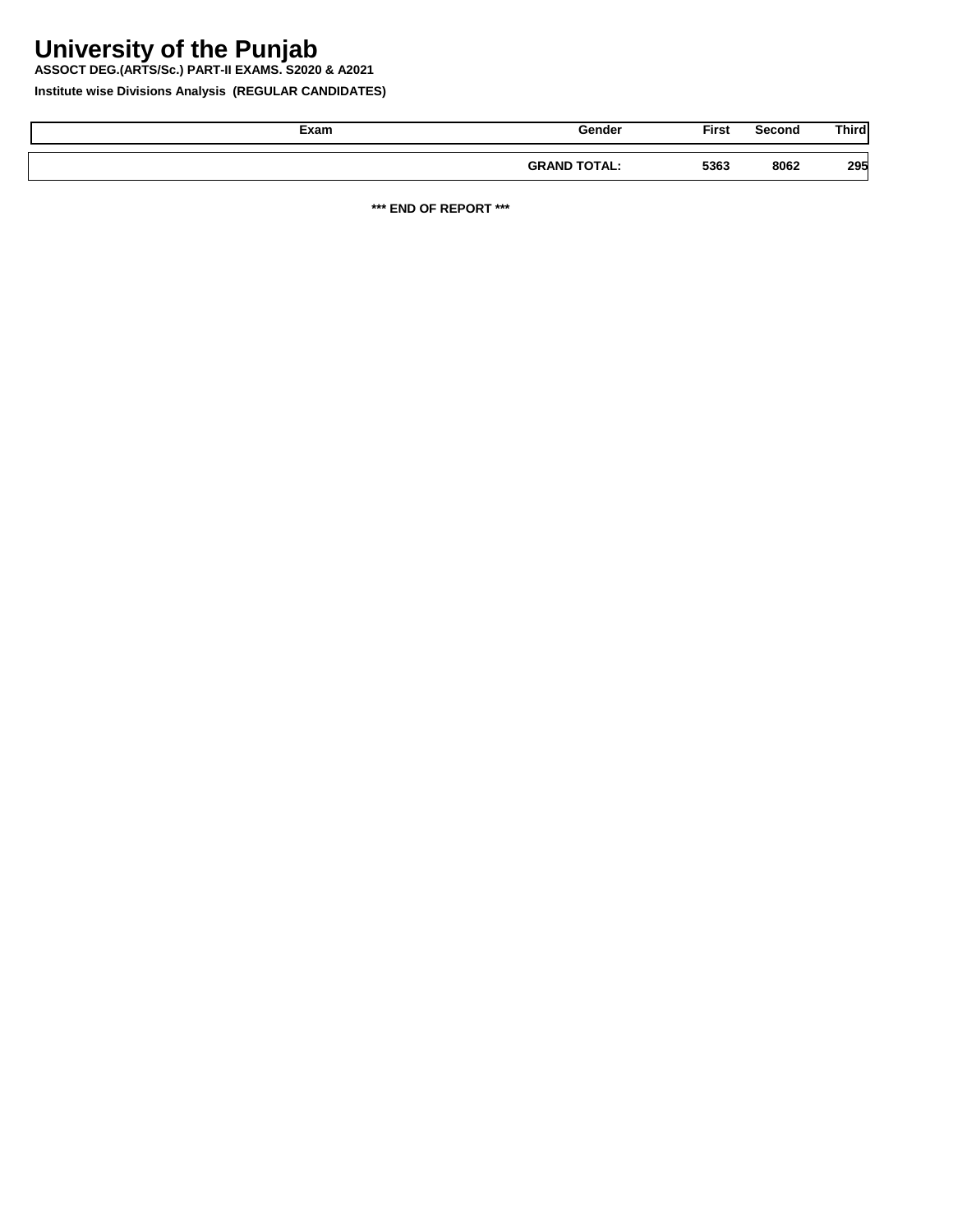# University of the Punjab

**ASSOCT DEG.(ARTS/Sc.) PART-II EXAMS. S2020 & A2021**

**Institute wise Divisions Analysis (REGULAR CANDIDATES)**

| Exam | Gender | First | Second | Third |
|---|---|---|---|---|
| | **GRAND TOTAL:** | **5363** | **8062** | **295** |

**\*\*\* END OF REPORT \*\*\***